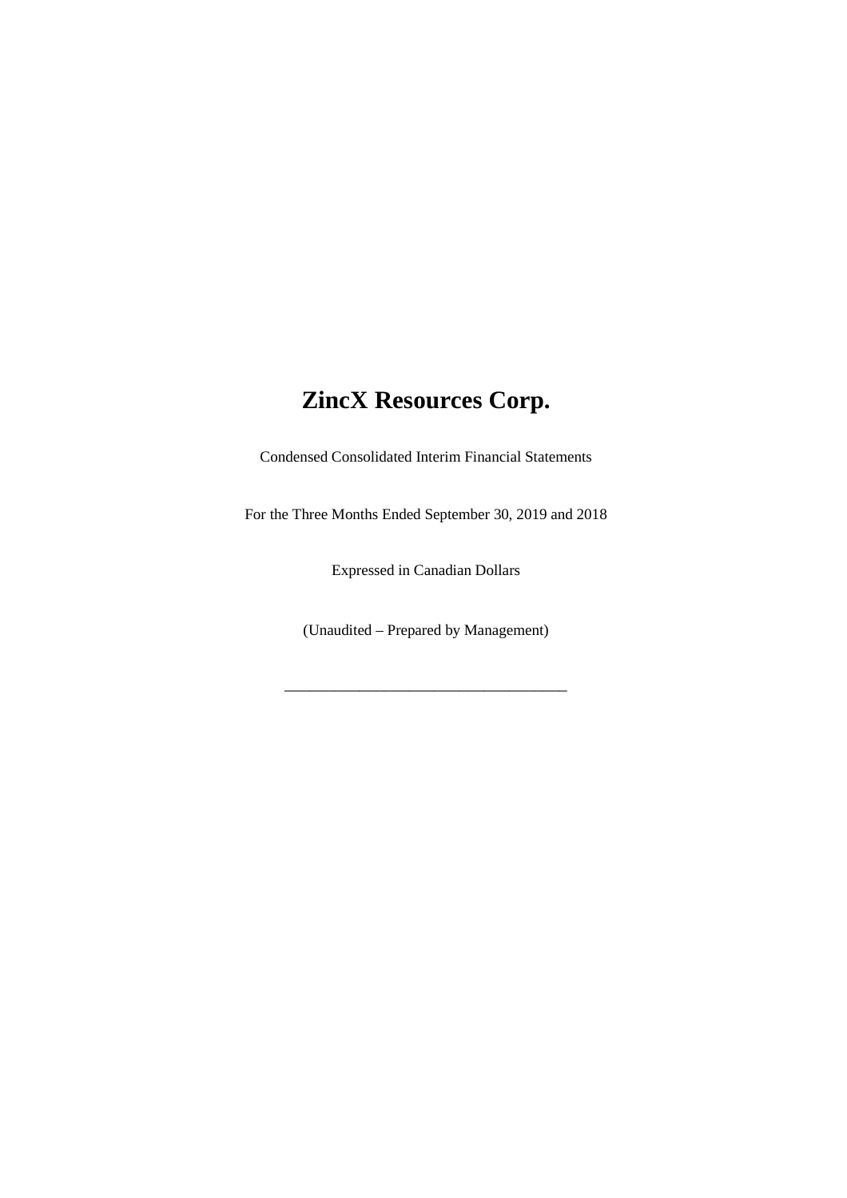# ZincX Resources Corp.

Condensed Consolidated Interim Financial Statements

For the Three Months Ended September 30, 2019 and 2018

Expressed in Canadian Dollars

(Unaudited – Prepared by Management)

___________________________________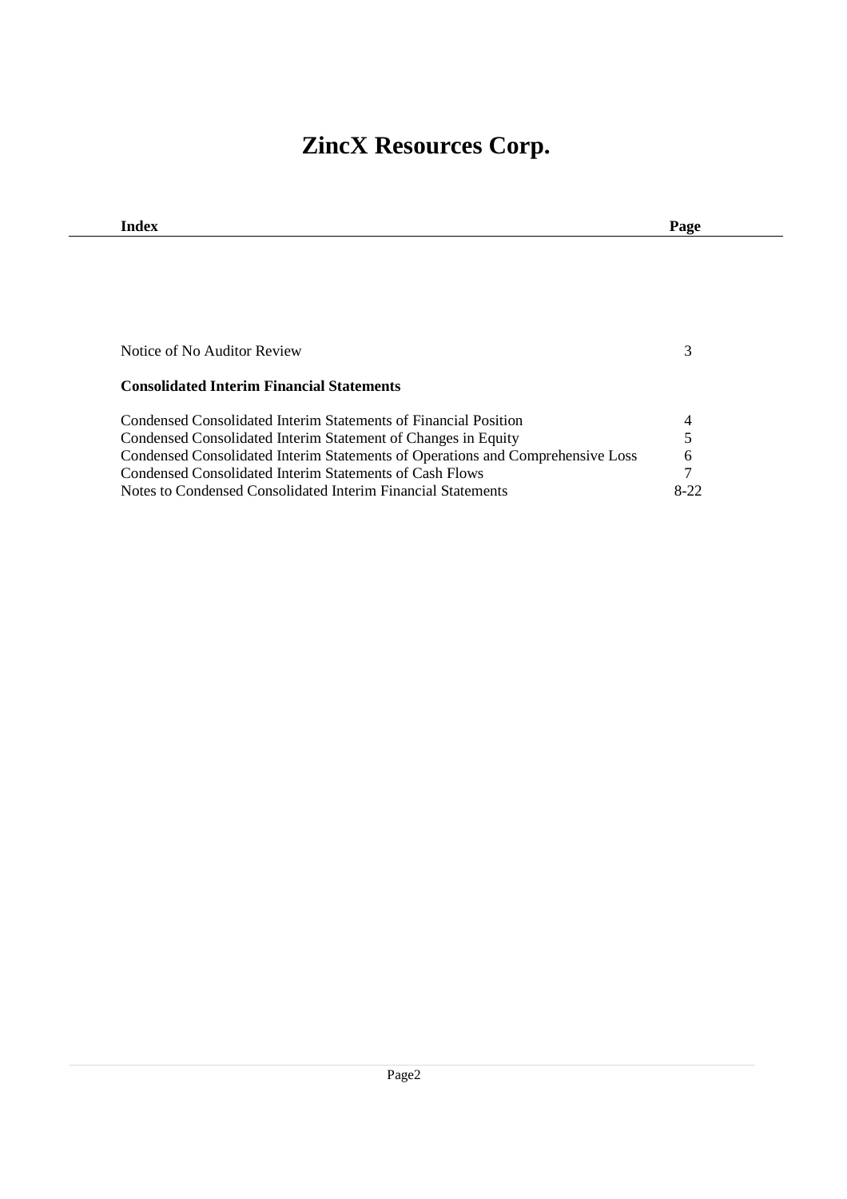# ZincX Resources Corp.

| Index | Page |
|---|---|
| Notice of No Auditor Review | 3 |
| **Consolidated Interim Financial Statements** | |
| Condensed Consolidated Interim Statements of Financial Position | 4 |
| Condensed Consolidated Interim Statement of Changes in Equity | 5 |
| Condensed Consolidated Interim Statements of Operations and Comprehensive Loss | 6 |
| Condensed Consolidated Interim Statements of Cash Flows | 7 |
| Notes to Condensed Consolidated Interim Financial Statements | 8-22 |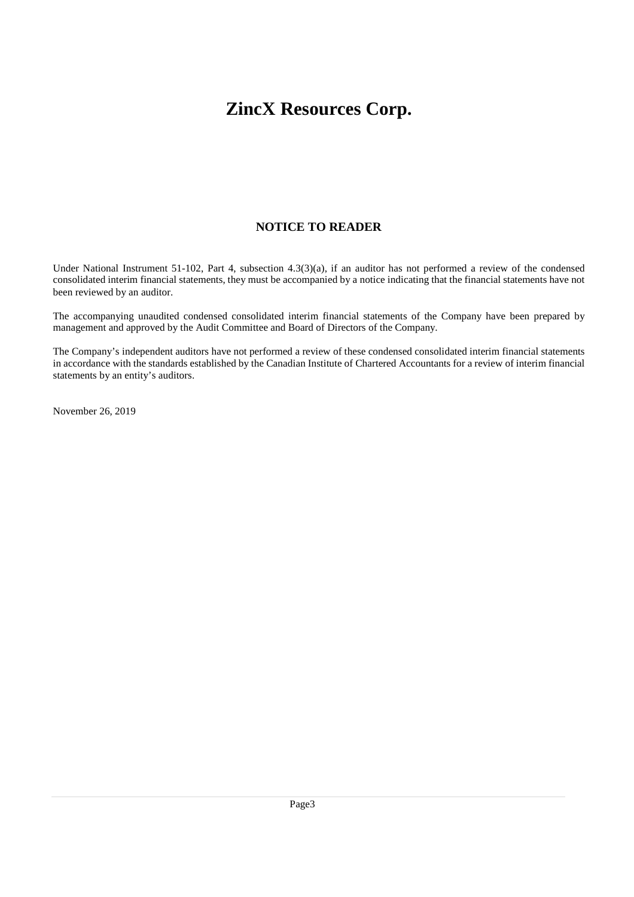# ZincX Resources Corp.

## NOTICE TO READER

Under National Instrument 51-102, Part 4, subsection 4.3(3)(a), if an auditor has not performed a review of the condensed consolidated interim financial statements, they must be accompanied by a notice indicating that the financial statements have not been reviewed by an auditor.

The accompanying unaudited condensed consolidated interim financial statements of the Company have been prepared by management and approved by the Audit Committee and Board of Directors of the Company.

The Company's independent auditors have not performed a review of these condensed consolidated interim financial statements in accordance with the standards established by the Canadian Institute of Chartered Accountants for a review of interim financial statements by an entity's auditors.

November 26, 2019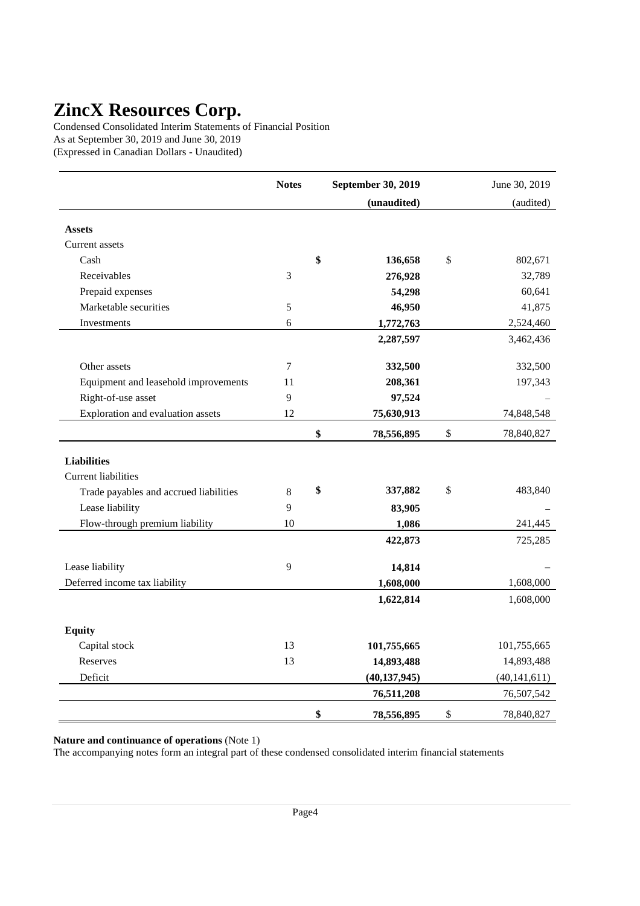# ZincX Resources Corp.

Condensed Consolidated Interim Statements of Financial Position
As at September 30, 2019 and June 30, 2019
(Expressed in Canadian Dollars - Unaudited)

| | Notes | September 30, 2019 (unaudited) | June 30, 2019 (audited) |
|---|---|---|---|
| **Assets** | | | |
| Current assets | | | |
| Cash | | $ **136,658** | $ 802,671 |
| Receivables | 3 | **276,928** | 32,789 |
| Prepaid expenses | | **54,298** | 60,641 |
| Marketable securities | 5 | **46,950** | 41,875 |
| Investments | 6 | **1,772,763** | 2,524,460 |
| | | **2,287,597** | 3,462,436 |
| Other assets | 7 | **332,500** | 332,500 |
| Equipment and leasehold improvements | 11 | **208,361** | 197,343 |
| Right-of-use asset | 9 | **97,524** | – |
| Exploration and evaluation assets | 12 | **75,630,913** | 74,848,548 |
| | | $ **78,556,895** | $ 78,840,827 |
| **Liabilities** | | | |
| Current liabilities | | | |
| Trade payables and accrued liabilities | 8 | $ **337,882** | $ 483,840 |
| Lease liability | 9 | **83,905** | – |
| Flow-through premium liability | 10 | **1,086** | 241,445 |
| | | **422,873** | 725,285 |
| Lease liability | 9 | **14,814** | – |
| Deferred income tax liability | | **1,608,000** | 1,608,000 |
| | | **1,622,814** | 1,608,000 |
| **Equity** | | | |
| Capital stock | 13 | **101,755,665** | 101,755,665 |
| Reserves | 13 | **14,893,488** | 14,893,488 |
| Deficit | | **(40,137,945)** | (40,141,611) |
| | | **76,511,208** | 76,507,542 |
| | | $ **78,556,895** | $ 78,840,827 |

**Nature and continuance of operations** (Note 1)
The accompanying notes form an integral part of these condensed consolidated interim financial statements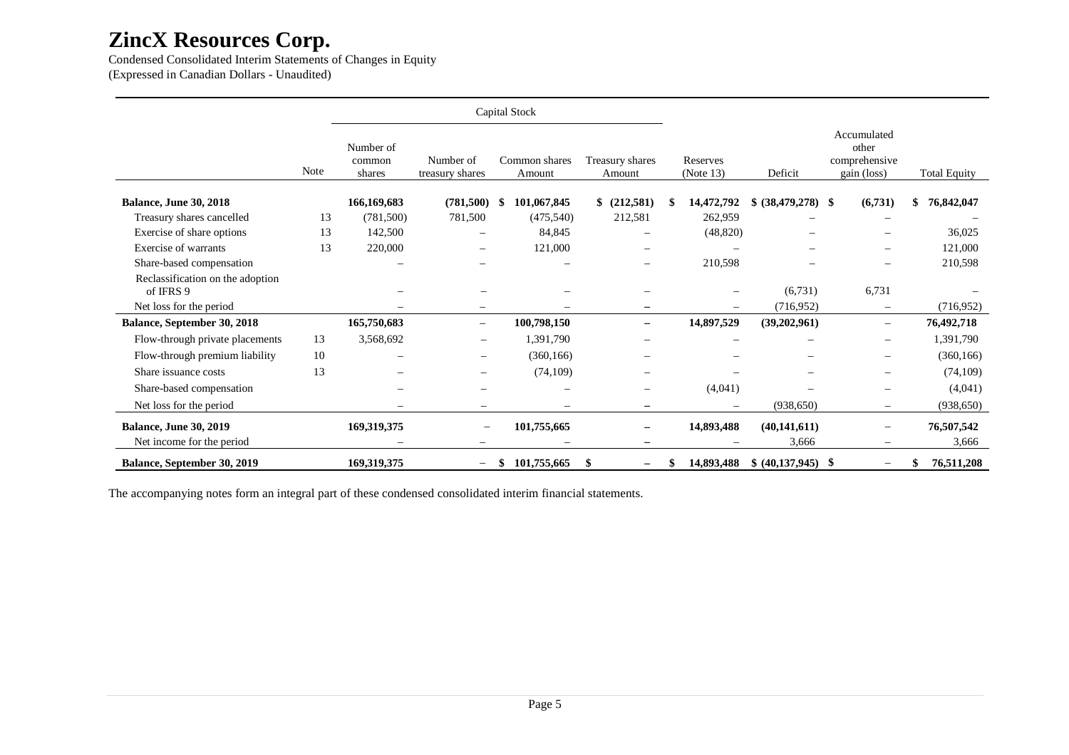# ZincX Resources Corp.

Condensed Consolidated Interim Statements of Changes in Equity
(Expressed in Canadian Dollars - Unaudited)

| | Note | Capital Stock | | | | | | | |
|---|---|---|---|---|---|---|---|---|---|
| | | Number of common shares | Number of treasury shares | Common shares Amount | Treasury shares Amount | Reserves (Note 13) | Deficit | Accumulated other comprehensive gain (loss) | Total Equity |
| **Balance, June 30, 2018** | | **166,169,683** | **(781,500)** | **$ 101,067,845** | **$ (212,581)** | **$ 14,472,792** | **$ (38,479,278)** | **$ (6,731)** | **$ 76,842,047** |
| Treasury shares cancelled | 13 | (781,500) | 781,500 | (475,540) | 212,581 | 262,959 | – | – | – |
| Exercise of share options | 13 | 142,500 | – | 84,845 | – | (48,820) | – | – | 36,025 |
| Exercise of warrants | 13 | 220,000 | – | 121,000 | – | – | – | – | 121,000 |
| Share-based compensation | | – | – | – | – | 210,598 | – | – | 210,598 |
| Reclassification on the adoption of IFRS 9 | | – | – | – | – | – | (6,731) | 6,731 | – |
| Net loss for the period | | – | – | – | – | – | (716,952) | – | (716,952) |
| **Balance, September 30, 2018** | | **165,750,683** | – | **100,798,150** | – | **14,897,529** | **(39,202,961)** | – | **76,492,718** |
| Flow-through private placements | 13 | 3,568,692 | – | 1,391,790 | – | – | – | – | 1,391,790 |
| Flow-through premium liability | 10 | – | – | (360,166) | – | – | – | – | (360,166) |
| Share issuance costs | 13 | – | – | (74,109) | – | – | – | – | (74,109) |
| Share-based compensation | | – | – | – | – | (4,041) | – | – | (4,041) |
| Net loss for the period | | – | – | – | – | – | (938,650) | – | (938,650) |
| **Balance, June 30, 2019** | | **169,319,375** | – | **101,755,665** | – | **14,893,488** | **(40,141,611)** | – | **76,507,542** |
| Net income for the period | | – | – | – | – | – | 3,666 | – | 3,666 |
| **Balance, September 30, 2019** | | **169,319,375** | – | **$ 101,755,665** | **$ –** | **$ 14,893,488** | **$ (40,137,945)** | **$ –** | **$ 76,511,208** |

The accompanying notes form an integral part of these condensed consolidated interim financial statements.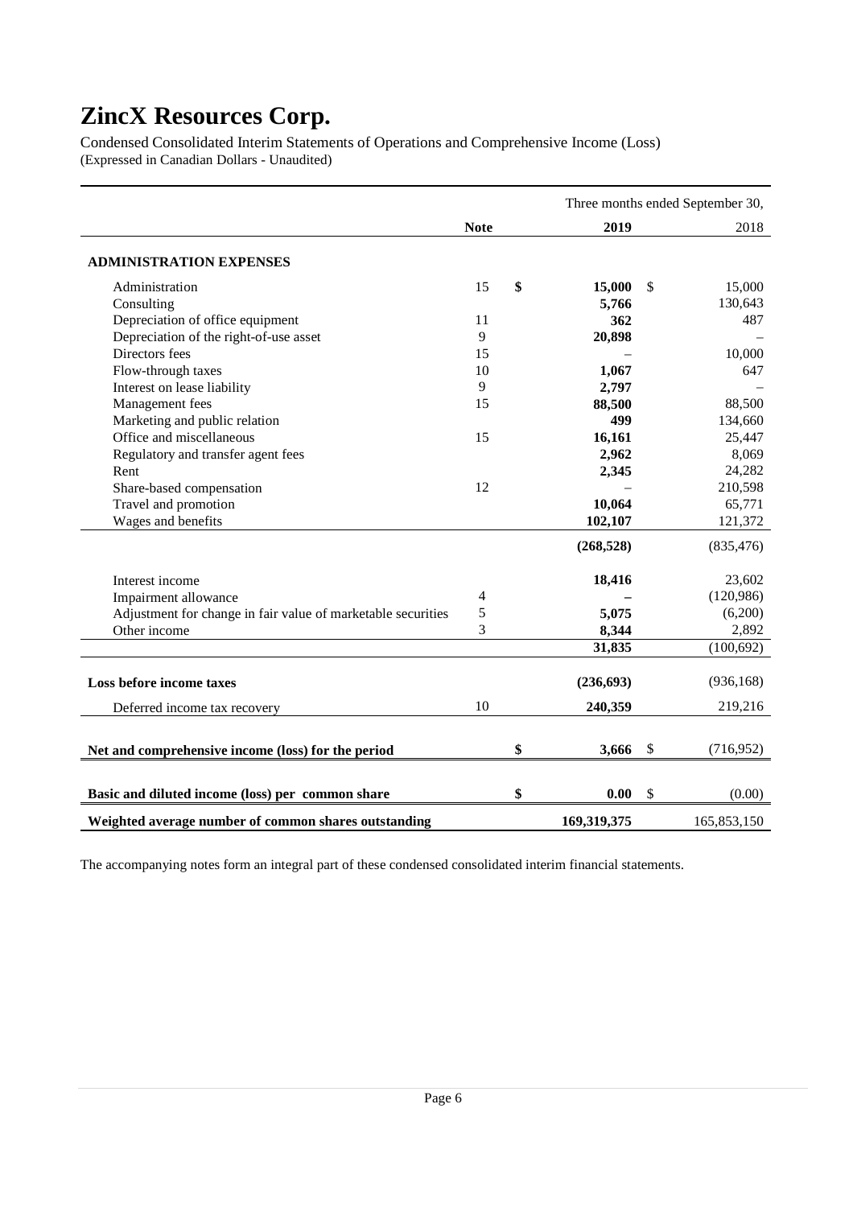# ZincX Resources Corp.

Condensed Consolidated Interim Statements of Operations and Comprehensive Income (Loss)
(Expressed in Canadian Dollars - Unaudited)

| | | Three months ended September 30, | |
|---|---|---|---|
| | **Note** | **2019** | 2018 |
| **ADMINISTRATION EXPENSES** | | | |
| Administration | 15 | **$ 15,000** | $ 15,000 |
| Consulting | | **5,766** | 130,643 |
| Depreciation of office equipment | 11 | **362** | 487 |
| Depreciation of the right-of-use asset | 9 | **20,898** | – |
| Directors fees | 15 | – | 10,000 |
| Flow-through taxes | 10 | **1,067** | 647 |
| Interest on lease liability | 9 | **2,797** | – |
| Management fees | 15 | **88,500** | 88,500 |
| Marketing and public relation | | **499** | 134,660 |
| Office and miscellaneous | 15 | **16,161** | 25,447 |
| Regulatory and transfer agent fees | | **2,962** | 8,069 |
| Rent | | **2,345** | 24,282 |
| Share-based compensation | 12 | – | 210,598 |
| Travel and promotion | | **10,064** | 65,771 |
| Wages and benefits | | **102,107** | 121,372 |
| | | **(268,528)** | (835,476) |
| Interest income | | **18,416** | 23,602 |
| Impairment allowance | 4 | **–** | (120,986) |
| Adjustment for change in fair value of marketable securities | 5 | **5,075** | (6,200) |
| Other income | 3 | **8,344** | 2,892 |
| | | **31,835** | (100,692) |
| **Loss before income taxes** | | **(236,693)** | (936,168) |
| Deferred income tax recovery | 10 | **240,359** | 219,216 |
| **Net and comprehensive income (loss) for the period** | | **$ 3,666** | $ (716,952) |
| **Basic and diluted income (loss) per common share** | | **$ 0.00** | $ (0.00) |
| **Weighted average number of common shares outstanding** | | **169,319,375** | 165,853,150 |

The accompanying notes form an integral part of these condensed consolidated interim financial statements.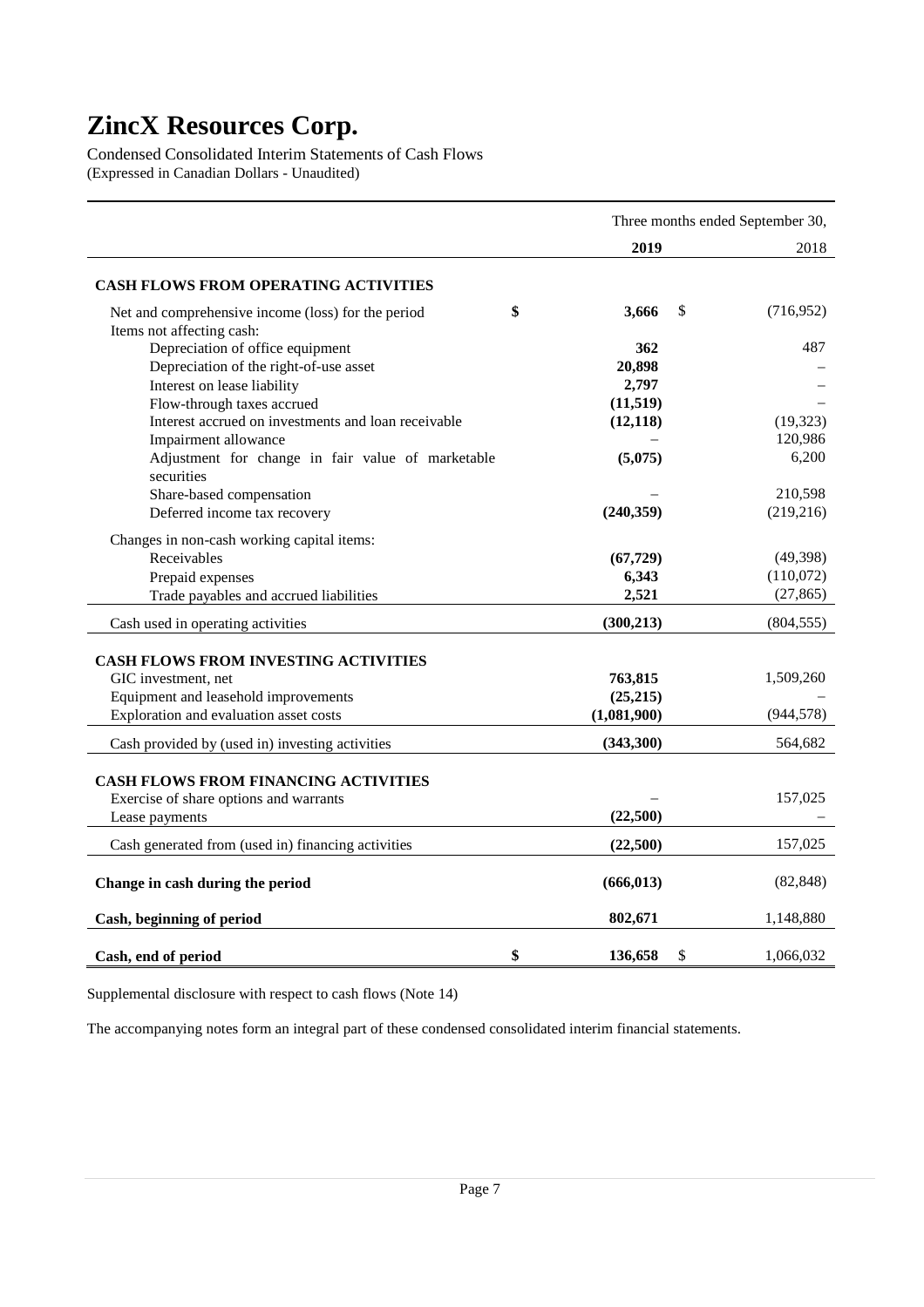# ZincX Resources Corp.

Condensed Consolidated Interim Statements of Cash Flows
(Expressed in Canadian Dollars - Unaudited)

| | Three months ended September 30, | |
|---|---|---|
| | **2019** | 2018 |
| **CASH FLOWS FROM OPERATING ACTIVITIES** | | |
| Net and comprehensive income (loss) for the period | **$ 3,666** | $ (716,952) |
| Items not affecting cash: | | |
| Depreciation of office equipment | **362** | 487 |
| Depreciation of the right-of-use asset | **20,898** | – |
| Interest on lease liability | **2,797** | – |
| Flow-through taxes accrued | **(11,519)** | – |
| Interest accrued on investments and loan receivable | **(12,118)** | (19,323) |
| Impairment allowance | **–** | 120,986 |
| Adjustment for change in fair value of marketable securities | **(5,075)** | 6,200 |
| Share-based compensation | **–** | 210,598 |
| Deferred income tax recovery | **(240,359)** | (219,216) |
| Changes in non-cash working capital items: | | |
| Receivables | **(67,729)** | (49,398) |
| Prepaid expenses | **6,343** | (110,072) |
| Trade payables and accrued liabilities | **2,521** | (27,865) |
| Cash used in operating activities | **(300,213)** | (804,555) |
| **CASH FLOWS FROM INVESTING ACTIVITIES** | | |
| GIC investment, net | **763,815** | 1,509,260 |
| Equipment and leasehold improvements | **(25,215)** | – |
| Exploration and evaluation asset costs | **(1,081,900)** | (944,578) |
| Cash provided by (used in) investing activities | **(343,300)** | 564,682 |
| **CASH FLOWS FROM FINANCING ACTIVITIES** | | |
| Exercise of share options and warrants | **–** | 157,025 |
| Lease payments | **(22,500)** | – |
| Cash generated from (used in) financing activities | **(22,500)** | 157,025 |
| **Change in cash during the period** | **(666,013)** | (82,848) |
| **Cash, beginning of period** | **802,671** | 1,148,880 |
| **Cash, end of period** | **$ 136,658** | $ 1,066,032 |

Supplemental disclosure with respect to cash flows (Note 14)

The accompanying notes form an integral part of these condensed consolidated interim financial statements.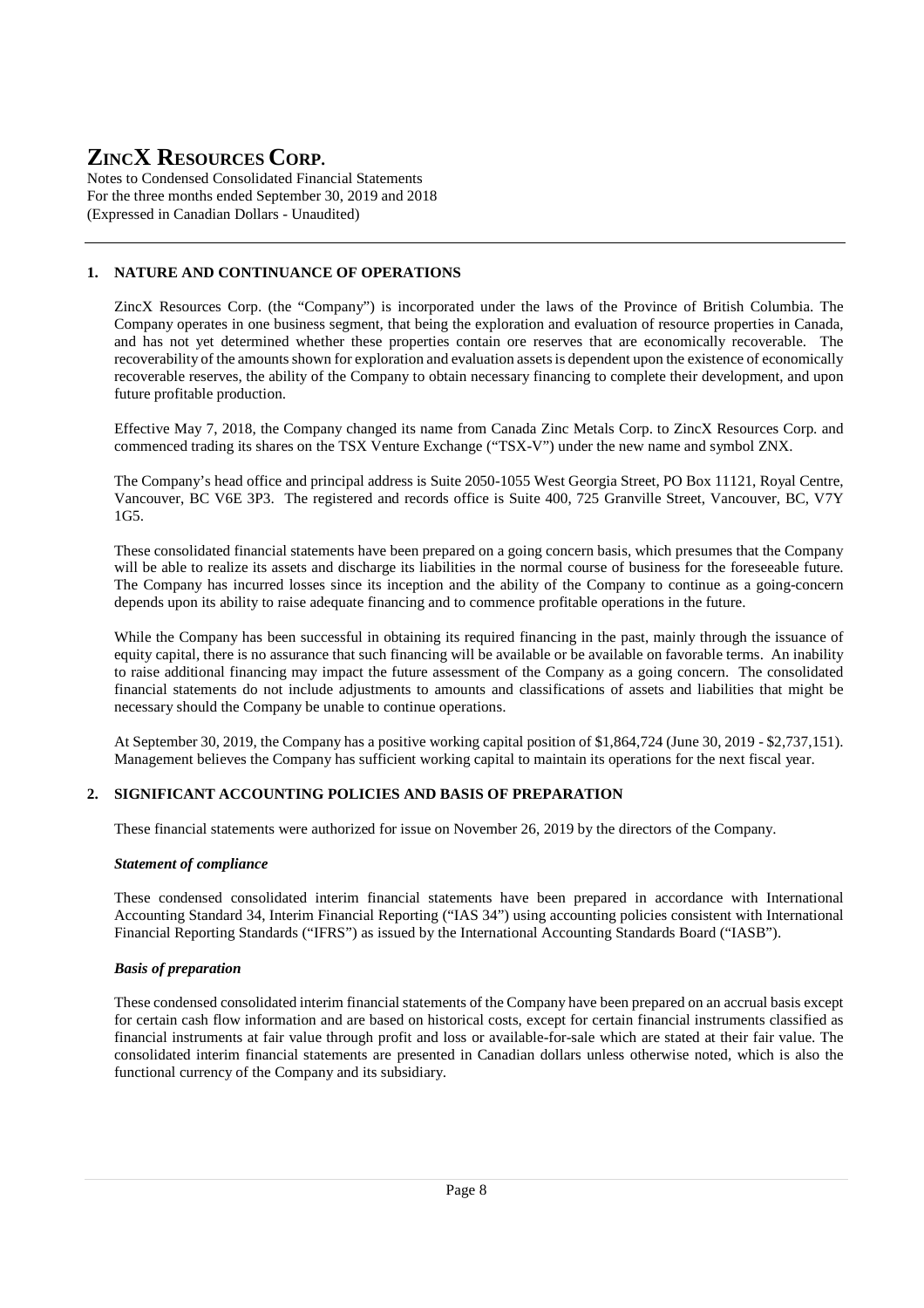## 1. NATURE AND CONTINUANCE OF OPERATIONS

ZincX Resources Corp. (the "Company") is incorporated under the laws of the Province of British Columbia. The Company operates in one business segment, that being the exploration and evaluation of resource properties in Canada, and has not yet determined whether these properties contain ore reserves that are economically recoverable. The recoverability of the amounts shown for exploration and evaluation assets is dependent upon the existence of economically recoverable reserves, the ability of the Company to obtain necessary financing to complete their development, and upon future profitable production.

Effective May 7, 2018, the Company changed its name from Canada Zinc Metals Corp. to ZincX Resources Corp. and commenced trading its shares on the TSX Venture Exchange ("TSX-V") under the new name and symbol ZNX.

The Company's head office and principal address is Suite 2050-1055 West Georgia Street, PO Box 11121, Royal Centre, Vancouver, BC V6E 3P3. The registered and records office is Suite 400, 725 Granville Street, Vancouver, BC, V7Y 1G5.

These consolidated financial statements have been prepared on a going concern basis, which presumes that the Company will be able to realize its assets and discharge its liabilities in the normal course of business for the foreseeable future. The Company has incurred losses since its inception and the ability of the Company to continue as a going-concern depends upon its ability to raise adequate financing and to commence profitable operations in the future.

While the Company has been successful in obtaining its required financing in the past, mainly through the issuance of equity capital, there is no assurance that such financing will be available or be available on favorable terms. An inability to raise additional financing may impact the future assessment of the Company as a going concern. The consolidated financial statements do not include adjustments to amounts and classifications of assets and liabilities that might be necessary should the Company be unable to continue operations.

At September 30, 2019, the Company has a positive working capital position of $1,864,724 (June 30, 2019 - $2,737,151). Management believes the Company has sufficient working capital to maintain its operations for the next fiscal year.

## 2. SIGNIFICANT ACCOUNTING POLICIES AND BASIS OF PREPARATION

These financial statements were authorized for issue on November 26, 2019 by the directors of the Company.

***Statement of compliance***

These condensed consolidated interim financial statements have been prepared in accordance with International Accounting Standard 34, Interim Financial Reporting ("IAS 34") using accounting policies consistent with International Financial Reporting Standards ("IFRS") as issued by the International Accounting Standards Board ("IASB").

***Basis of preparation***

These condensed consolidated interim financial statements of the Company have been prepared on an accrual basis except for certain cash flow information and are based on historical costs, except for certain financial instruments classified as financial instruments at fair value through profit and loss or available-for-sale which are stated at their fair value. The consolidated interim financial statements are presented in Canadian dollars unless otherwise noted, which is also the functional currency of the Company and its subsidiary.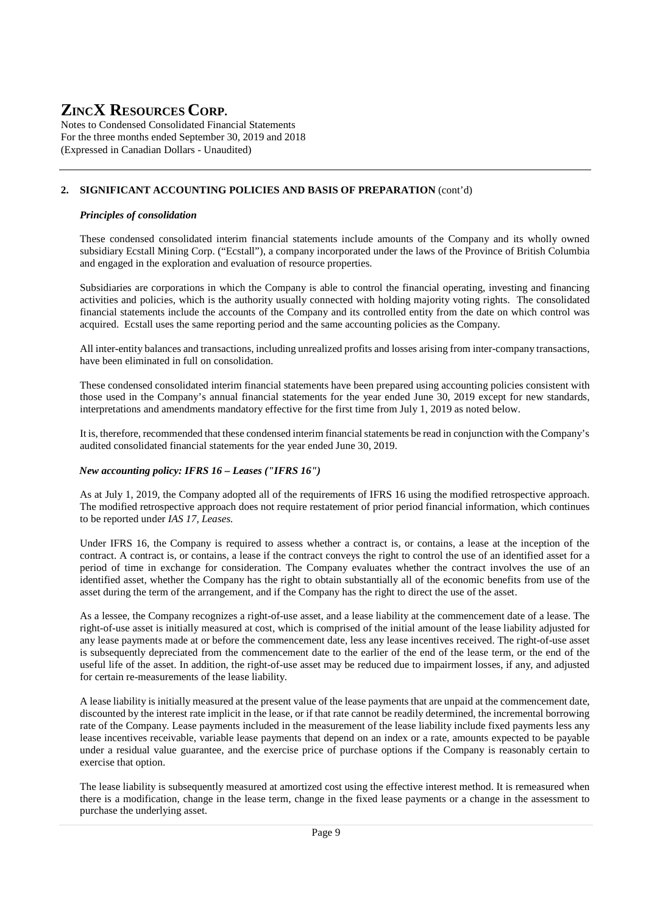## 2. SIGNIFICANT ACCOUNTING POLICIES AND BASIS OF PREPARATION (cont'd)

### *Principles of consolidation*

These condensed consolidated interim financial statements include amounts of the Company and its wholly owned subsidiary Ecstall Mining Corp. ("Ecstall"), a company incorporated under the laws of the Province of British Columbia and engaged in the exploration and evaluation of resource properties.

Subsidiaries are corporations in which the Company is able to control the financial operating, investing and financing activities and policies, which is the authority usually connected with holding majority voting rights. The consolidated financial statements include the accounts of the Company and its controlled entity from the date on which control was acquired. Ecstall uses the same reporting period and the same accounting policies as the Company.

All inter-entity balances and transactions, including unrealized profits and losses arising from inter-company transactions, have been eliminated in full on consolidation.

These condensed consolidated interim financial statements have been prepared using accounting policies consistent with those used in the Company's annual financial statements for the year ended June 30, 2019 except for new standards, interpretations and amendments mandatory effective for the first time from July 1, 2019 as noted below.

It is, therefore, recommended that these condensed interim financial statements be read in conjunction with the Company's audited consolidated financial statements for the year ended June 30, 2019.

### *New accounting policy: IFRS 16 – Leases ("IFRS 16")*

As at July 1, 2019, the Company adopted all of the requirements of IFRS 16 using the modified retrospective approach. The modified retrospective approach does not require restatement of prior period financial information, which continues to be reported under *IAS 17, Leases.*

Under IFRS 16, the Company is required to assess whether a contract is, or contains, a lease at the inception of the contract. A contract is, or contains, a lease if the contract conveys the right to control the use of an identified asset for a period of time in exchange for consideration. The Company evaluates whether the contract involves the use of an identified asset, whether the Company has the right to obtain substantially all of the economic benefits from use of the asset during the term of the arrangement, and if the Company has the right to direct the use of the asset.

As a lessee, the Company recognizes a right-of-use asset, and a lease liability at the commencement date of a lease. The right-of-use asset is initially measured at cost, which is comprised of the initial amount of the lease liability adjusted for any lease payments made at or before the commencement date, less any lease incentives received. The right-of-use asset is subsequently depreciated from the commencement date to the earlier of the end of the lease term, or the end of the useful life of the asset. In addition, the right-of-use asset may be reduced due to impairment losses, if any, and adjusted for certain re-measurements of the lease liability.

A lease liability is initially measured at the present value of the lease payments that are unpaid at the commencement date, discounted by the interest rate implicit in the lease, or if that rate cannot be readily determined, the incremental borrowing rate of the Company. Lease payments included in the measurement of the lease liability include fixed payments less any lease incentives receivable, variable lease payments that depend on an index or a rate, amounts expected to be payable under a residual value guarantee, and the exercise price of purchase options if the Company is reasonably certain to exercise that option.

The lease liability is subsequently measured at amortized cost using the effective interest method. It is remeasured when there is a modification, change in the lease term, change in the fixed lease payments or a change in the assessment to purchase the underlying asset.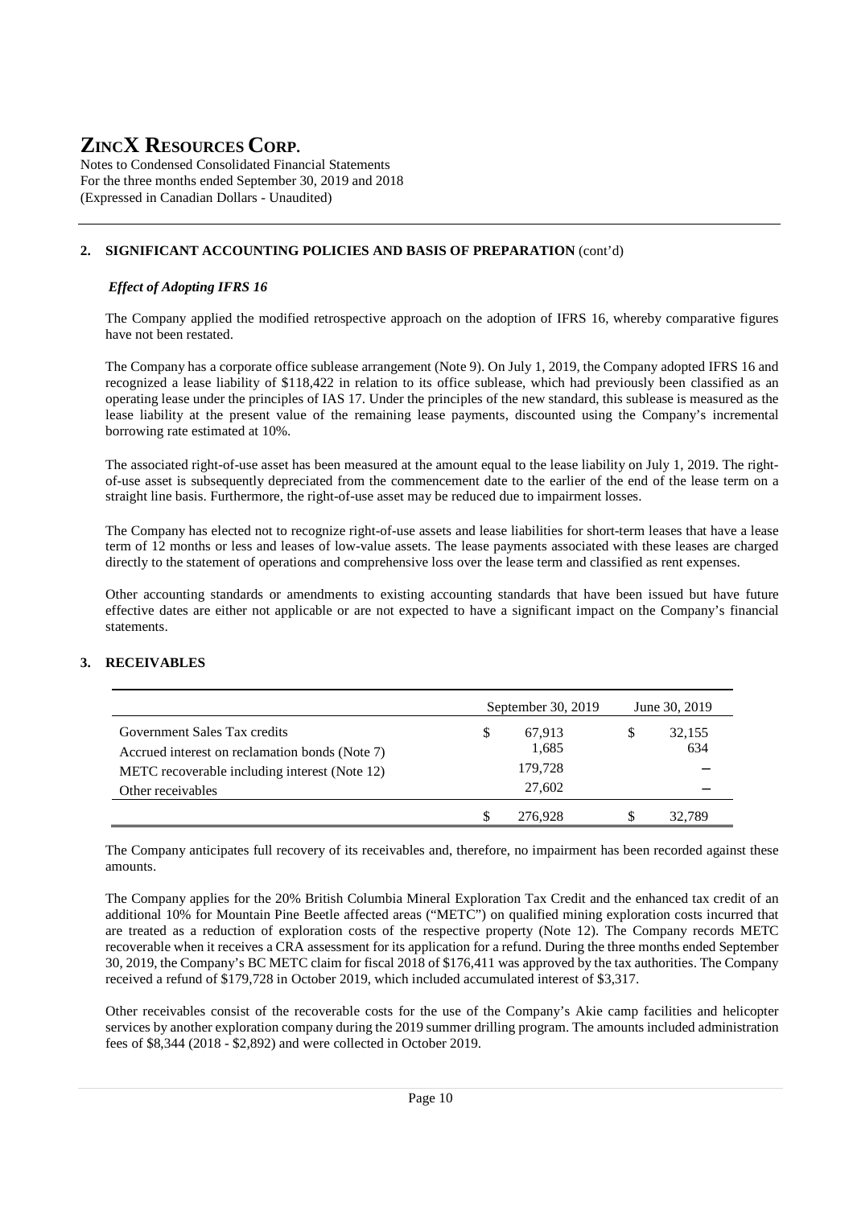## 2. SIGNIFICANT ACCOUNTING POLICIES AND BASIS OF PREPARATION (cont'd)

### *Effect of Adopting IFRS 16*

The Company applied the modified retrospective approach on the adoption of IFRS 16, whereby comparative figures have not been restated.

The Company has a corporate office sublease arrangement (Note 9). On July 1, 2019, the Company adopted IFRS 16 and recognized a lease liability of $118,422 in relation to its office sublease, which had previously been classified as an operating lease under the principles of IAS 17. Under the principles of the new standard, this sublease is measured as the lease liability at the present value of the remaining lease payments, discounted using the Company's incremental borrowing rate estimated at 10%.

The associated right-of-use asset has been measured at the amount equal to the lease liability on July 1, 2019. The right-of-use asset is subsequently depreciated from the commencement date to the earlier of the end of the lease term on a straight line basis. Furthermore, the right-of-use asset may be reduced due to impairment losses.

The Company has elected not to recognize right-of-use assets and lease liabilities for short-term leases that have a lease term of 12 months or less and leases of low-value assets. The lease payments associated with these leases are charged directly to the statement of operations and comprehensive loss over the lease term and classified as rent expenses.

Other accounting standards or amendments to existing accounting standards that have been issued but have future effective dates are either not applicable or are not expected to have a significant impact on the Company's financial statements.

## 3. RECEIVABLES

| | September 30, 2019 | June 30, 2019 |
|---|---|---|
| Government Sales Tax credits | $ 67,913 | $ 32,155 |
| Accrued interest on reclamation bonds (Note 7) | 1,685 | 634 |
| METC recoverable including interest (Note 12) | 179,728 | – |
| Other receivables | 27,602 | – |
| | $ 276,928 | $ 32,789 |

The Company anticipates full recovery of its receivables and, therefore, no impairment has been recorded against these amounts.

The Company applies for the 20% British Columbia Mineral Exploration Tax Credit and the enhanced tax credit of an additional 10% for Mountain Pine Beetle affected areas ("METC") on qualified mining exploration costs incurred that are treated as a reduction of exploration costs of the respective property (Note 12). The Company records METC recoverable when it receives a CRA assessment for its application for a refund. During the three months ended September 30, 2019, the Company's BC METC claim for fiscal 2018 of $176,411 was approved by the tax authorities. The Company received a refund of $179,728 in October 2019, which included accumulated interest of $3,317.

Other receivables consist of the recoverable costs for the use of the Company's Akie camp facilities and helicopter services by another exploration company during the 2019 summer drilling program. The amounts included administration fees of $8,344 (2018 - $2,892) and were collected in October 2019.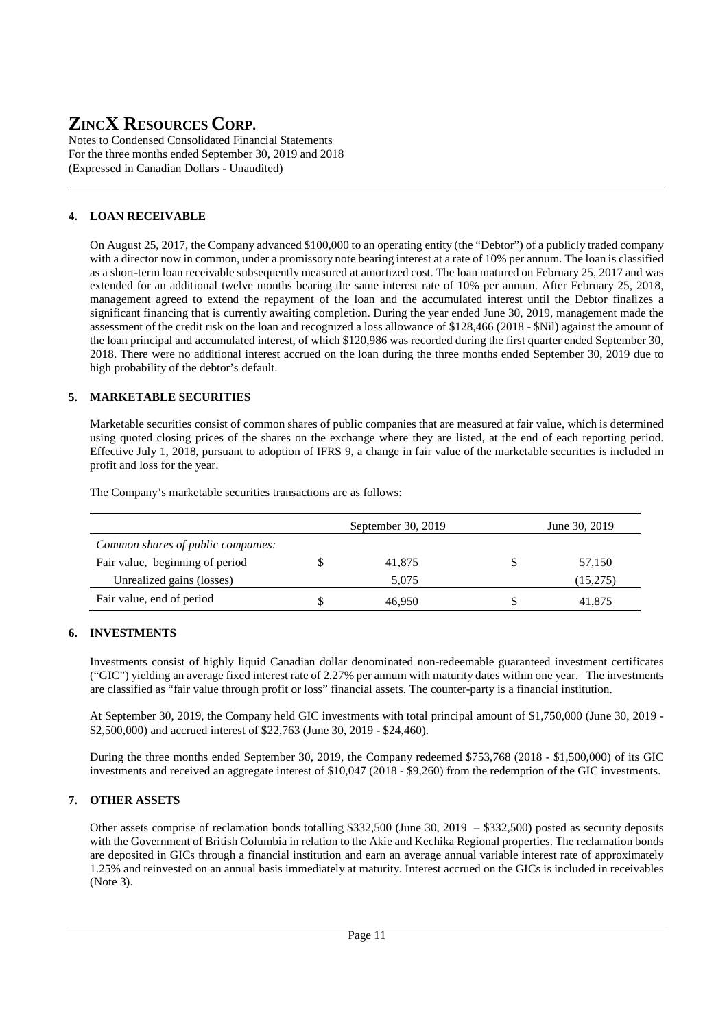## 4. LOAN RECEIVABLE

On August 25, 2017, the Company advanced $100,000 to an operating entity (the "Debtor") of a publicly traded company with a director now in common, under a promissory note bearing interest at a rate of 10% per annum. The loan is classified as a short-term loan receivable subsequently measured at amortized cost. The loan matured on February 25, 2017 and was extended for an additional twelve months bearing the same interest rate of 10% per annum. After February 25, 2018, management agreed to extend the repayment of the loan and the accumulated interest until the Debtor finalizes a significant financing that is currently awaiting completion. During the year ended June 30, 2019, management made the assessment of the credit risk on the loan and recognized a loss allowance of $128,466 (2018 - $Nil) against the amount of the loan principal and accumulated interest, of which $120,986 was recorded during the first quarter ended September 30, 2018. There were no additional interest accrued on the loan during the three months ended September 30, 2019 due to high probability of the debtor's default.

## 5. MARKETABLE SECURITIES

Marketable securities consist of common shares of public companies that are measured at fair value, which is determined using quoted closing prices of the shares on the exchange where they are listed, at the end of each reporting period. Effective July 1, 2018, pursuant to adoption of IFRS 9, a change in fair value of the marketable securities is included in profit and loss for the year.

The Company's marketable securities transactions are as follows:

| | September 30, 2019 | June 30, 2019 |
|---|---|---|
| *Common shares of public companies:* | | |
| Fair value, beginning of period | $ 41,875 | $ 57,150 |
| Unrealized gains (losses) | 5,075 | (15,275) |
| Fair value, end of period | $ 46,950 | $ 41,875 |

## 6. INVESTMENTS

Investments consist of highly liquid Canadian dollar denominated non-redeemable guaranteed investment certificates ("GIC") yielding an average fixed interest rate of 2.27% per annum with maturity dates within one year. The investments are classified as "fair value through profit or loss" financial assets. The counter-party is a financial institution.

At September 30, 2019, the Company held GIC investments with total principal amount of $1,750,000 (June 30, 2019 - $2,500,000) and accrued interest of $22,763 (June 30, 2019 - $24,460).

During the three months ended September 30, 2019, the Company redeemed $753,768 (2018 - $1,500,000) of its GIC investments and received an aggregate interest of $10,047 (2018 - $9,260) from the redemption of the GIC investments.

## 7. OTHER ASSETS

Other assets comprise of reclamation bonds totalling $332,500 (June 30, 2019 – $332,500) posted as security deposits with the Government of British Columbia in relation to the Akie and Kechika Regional properties. The reclamation bonds are deposited in GICs through a financial institution and earn an average annual variable interest rate of approximately 1.25% and reinvested on an annual basis immediately at maturity. Interest accrued on the GICs is included in receivables (Note 3).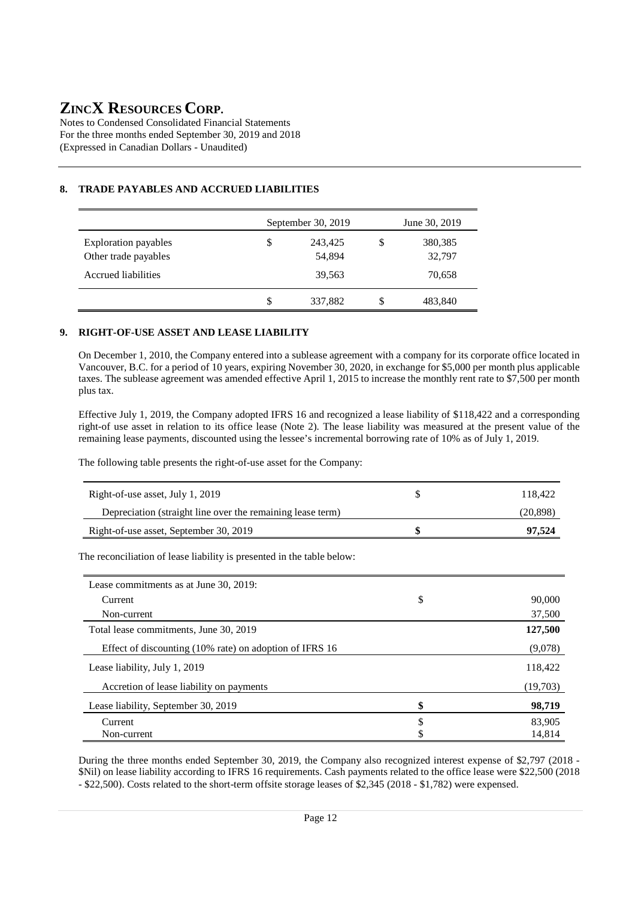# ZINCX RESOURCES CORP.

Notes to Condensed Consolidated Financial Statements
For the three months ended September 30, 2019 and 2018
(Expressed in Canadian Dollars - Unaudited)

## 8. TRADE PAYABLES AND ACCRUED LIABILITIES

| | September 30, 2019 | June 30, 2019 |
|---|---|---|
| Exploration payables | $ 243,425 | $ 380,385 |
| Other trade payables | 54,894 | 32,797 |
| Accrued liabilities | 39,563 | 70,658 |
| | $ 337,882 | $ 483,840 |

## 9. RIGHT-OF-USE ASSET AND LEASE LIABILITY

On December 1, 2010, the Company entered into a sublease agreement with a company for its corporate office located in Vancouver, B.C. for a period of 10 years, expiring November 30, 2020, in exchange for $5,000 per month plus applicable taxes. The sublease agreement was amended effective April 1, 2015 to increase the monthly rent rate to $7,500 per month plus tax.

Effective July 1, 2019, the Company adopted IFRS 16 and recognized a lease liability of $118,422 and a corresponding right-of use asset in relation to its office lease (Note 2). The lease liability was measured at the present value of the remaining lease payments, discounted using the lessee's incremental borrowing rate of 10% as of July 1, 2019.

The following table presents the right-of-use asset for the Company:

| | | |
|---|---|---|
| Right-of-use asset, July 1, 2019 | $ | 118,422 |
| Depreciation (straight line over the remaining lease term) | | (20,898) |
| Right-of-use asset, September 30, 2019 | **$** | **97,524** |

The reconciliation of lease liability is presented in the table below:

| | | |
|---|---|---|
| Lease commitments as at June 30, 2019: | | |
| Current | $ | 90,000 |
| Non-current | | 37,500 |
| Total lease commitments, June 30, 2019 | | **127,500** |
| Effect of discounting (10% rate) on adoption of IFRS 16 | | (9,078) |
| Lease liability, July 1, 2019 | | 118,422 |
| Accretion of lease liability on payments | | (19,703) |
| Lease liability, September 30, 2019 | **$** | **98,719** |
| Current | $ | 83,905 |
| Non-current | $ | 14,814 |

During the three months ended September 30, 2019, the Company also recognized interest expense of $2,797 (2018 - $Nil) on lease liability according to IFRS 16 requirements. Cash payments related to the office lease were $22,500 (2018 - $22,500). Costs related to the short-term offsite storage leases of $2,345 (2018 - $1,782) were expensed.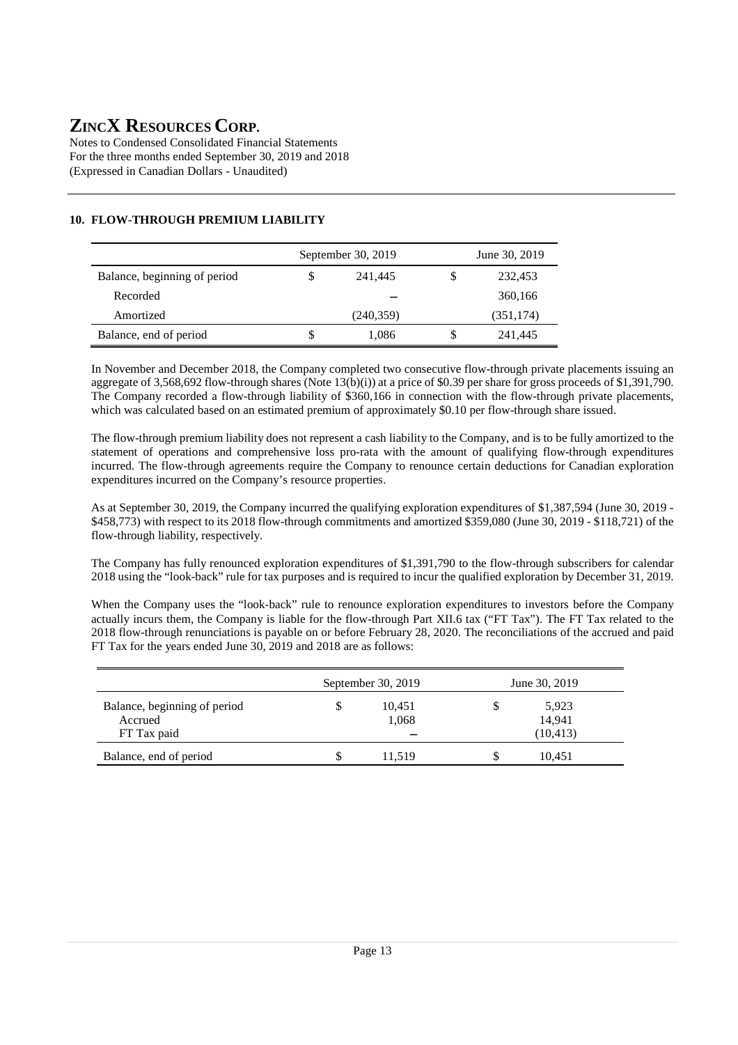## 10. FLOW-THROUGH PREMIUM LIABILITY

| | September 30, 2019 | June 30, 2019 |
|---|---|---|
| Balance, beginning of period | $ 241,445 | $ 232,453 |
| Recorded | – | 360,166 |
| Amortized | (240,359) | (351,174) |
| Balance, end of period | $ 1,086 | $ 241,445 |

In November and December 2018, the Company completed two consecutive flow-through private placements issuing an aggregate of 3,568,692 flow-through shares (Note 13(b)(i)) at a price of $0.39 per share for gross proceeds of $1,391,790. The Company recorded a flow-through liability of $360,166 in connection with the flow-through private placements, which was calculated based on an estimated premium of approximately $0.10 per flow-through share issued.

The flow-through premium liability does not represent a cash liability to the Company, and is to be fully amortized to the statement of operations and comprehensive loss pro-rata with the amount of qualifying flow-through expenditures incurred. The flow-through agreements require the Company to renounce certain deductions for Canadian exploration expenditures incurred on the Company's resource properties.

As at September 30, 2019, the Company incurred the qualifying exploration expenditures of $1,387,594 (June 30, 2019 - $458,773) with respect to its 2018 flow-through commitments and amortized $359,080 (June 30, 2019 - $118,721) of the flow-through liability, respectively.

The Company has fully renounced exploration expenditures of $1,391,790 to the flow-through subscribers for calendar 2018 using the "look-back" rule for tax purposes and is required to incur the qualified exploration by December 31, 2019.

When the Company uses the "look-back" rule to renounce exploration expenditures to investors before the Company actually incurs them, the Company is liable for the flow-through Part XII.6 tax ("FT Tax"). The FT Tax related to the 2018 flow-through renunciations is payable on or before February 28, 2020. The reconciliations of the accrued and paid FT Tax for the years ended June 30, 2019 and 2018 are as follows:

| | September 30, 2019 | June 30, 2019 |
|---|---|---|
| Balance, beginning of period | $ 10,451 | $ 5,923 |
| Accrued | 1,068 | 14,941 |
| FT Tax paid | – | (10,413) |
| Balance, end of period | $ 11,519 | $ 10,451 |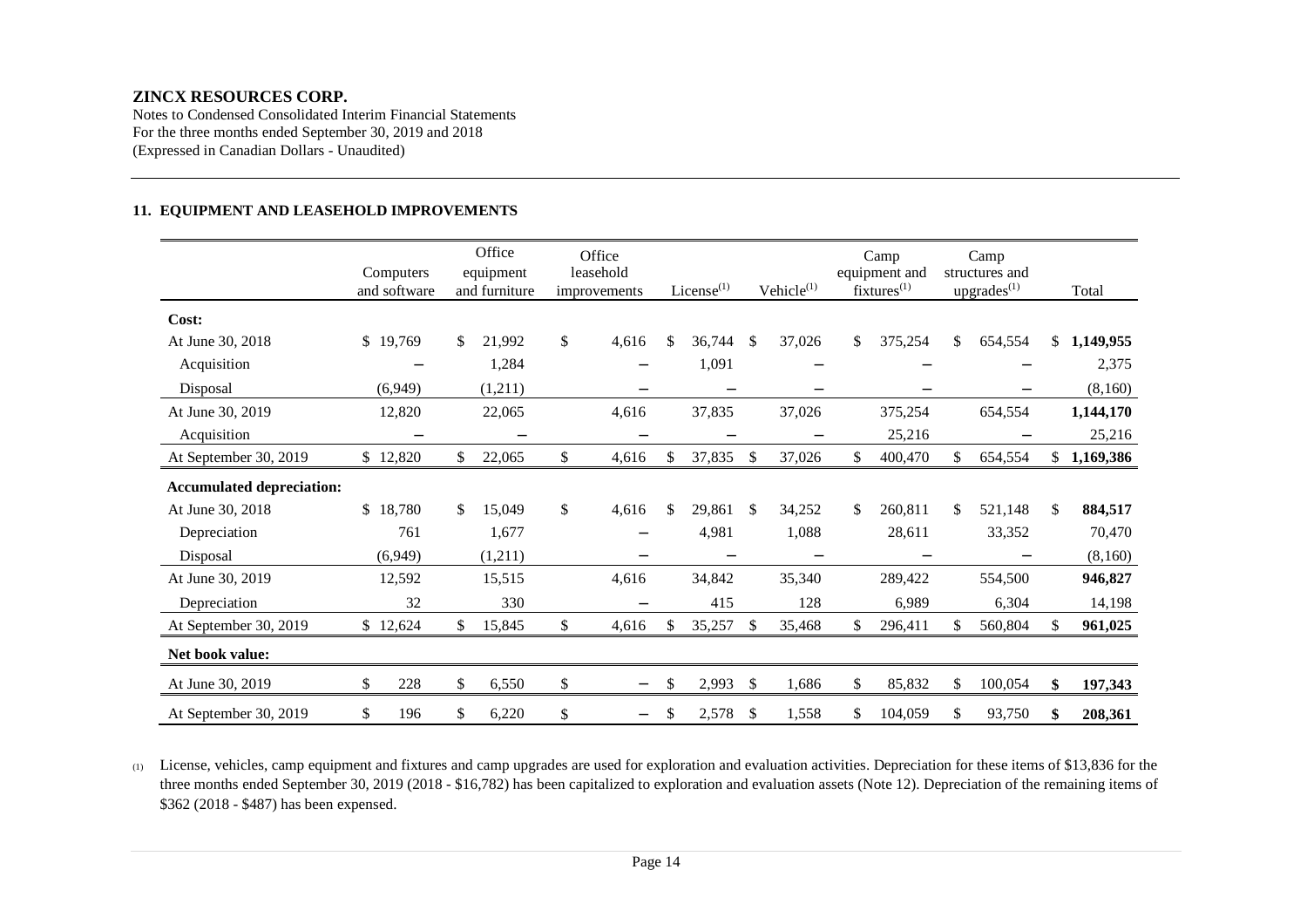**ZINCX RESOURCES CORP.**
Notes to Condensed Consolidated Interim Financial Statements
For the three months ended September 30, 2019 and 2018
(Expressed in Canadian Dollars - Unaudited)

## 11. EQUIPMENT AND LEASEHOLD IMPROVEMENTS

| | Computers and software | Office equipment and furniture | Office leasehold improvements | License[1] | Vehicle[1] | Camp equipment and fixtures[1] | Camp structures and upgrades[1] | Total |
|---|---|---|---|---|---|---|---|---|
| **Cost:** | | | | | | | | |
| At June 30, 2018 | $ 19,769 | $ 21,992 | $ 4,616 | $ 36,744 | $ 37,026 | $ 375,254 | $ 654,554 | $ **1,149,955** |
| Acquisition | – | 1,284 | – | 1,091 | – | – | – | 2,375 |
| Disposal | (6,949) | (1,211) | – | – | – | – | – | (8,160) |
| At June 30, 2019 | 12,820 | 22,065 | 4,616 | 37,835 | 37,026 | 375,254 | 654,554 | **1,144,170** |
| Acquisition | – | – | – | – | – | 25,216 | – | 25,216 |
| At September 30, 2019 | $ 12,820 | $ 22,065 | $ 4,616 | $ 37,835 | $ 37,026 | $ 400,470 | $ 654,554 | $ **1,169,386** |
| **Accumulated depreciation:** | | | | | | | | |
| At June 30, 2018 | $ 18,780 | $ 15,049 | $ 4,616 | $ 29,861 | $ 34,252 | $ 260,811 | $ 521,148 | $ **884,517** |
| Depreciation | 761 | 1,677 | – | 4,981 | 1,088 | 28,611 | 33,352 | 70,470 |
| Disposal | (6,949) | (1,211) | – | – | – | – | – | (8,160) |
| At June 30, 2019 | 12,592 | 15,515 | 4,616 | 34,842 | 35,340 | 289,422 | 554,500 | **946,827** |
| Depreciation | 32 | 330 | – | 415 | 128 | 6,989 | 6,304 | 14,198 |
| At September 30, 2019 | $ 12,624 | $ 15,845 | $ 4,616 | $ 35,257 | $ 35,468 | $ 296,411 | $ 560,804 | $ **961,025** |
| **Net book value:** | | | | | | | | |
| At June 30, 2019 | $ 228 | $ 6,550 | $ – | $ 2,993 | $ 1,686 | $ 85,832 | $ 100,054 | **$ 197,343** |
| At September 30, 2019 | $ 196 | $ 6,220 | $ – | $ 2,578 | $ 1,558 | $ 104,059 | $ 93,750 | **$ 208,361** |

(1) License, vehicles, camp equipment and fixtures and camp upgrades are used for exploration and evaluation activities. Depreciation for these items of $13,836 for the three months ended September 30, 2019 (2018 - $16,782) has been capitalized to exploration and evaluation assets (Note 12). Depreciation of the remaining items of $362 (2018 - $487) has been expensed.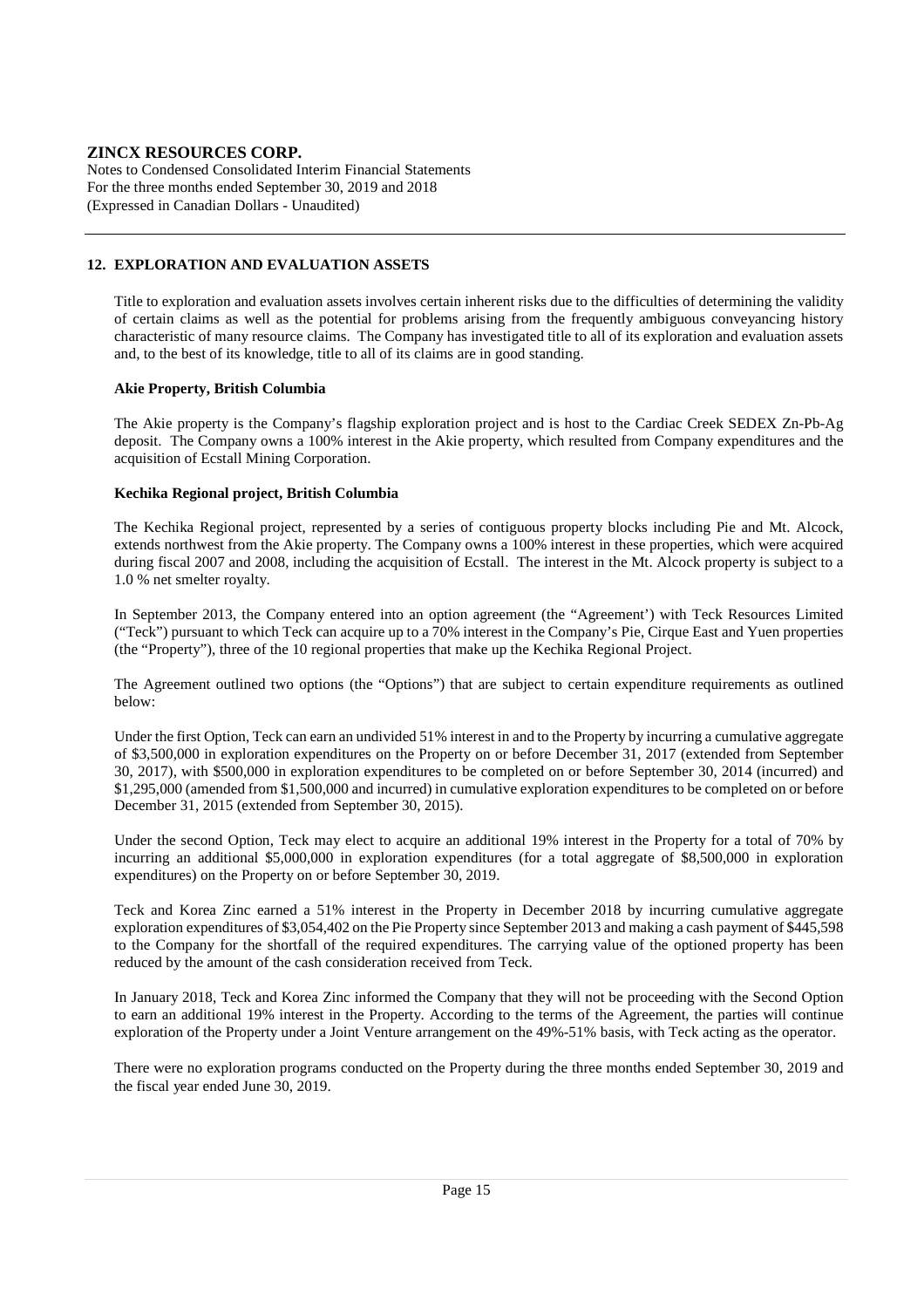## 12. EXPLORATION AND EVALUATION ASSETS

Title to exploration and evaluation assets involves certain inherent risks due to the difficulties of determining the validity of certain claims as well as the potential for problems arising from the frequently ambiguous conveyancing history characteristic of many resource claims. The Company has investigated title to all of its exploration and evaluation assets and, to the best of its knowledge, title to all of its claims are in good standing.

**Akie Property, British Columbia**

The Akie property is the Company's flagship exploration project and is host to the Cardiac Creek SEDEX Zn-Pb-Ag deposit. The Company owns a 100% interest in the Akie property, which resulted from Company expenditures and the acquisition of Ecstall Mining Corporation.

**Kechika Regional project, British Columbia**

The Kechika Regional project, represented by a series of contiguous property blocks including Pie and Mt. Alcock, extends northwest from the Akie property. The Company owns a 100% interest in these properties, which were acquired during fiscal 2007 and 2008, including the acquisition of Ecstall. The interest in the Mt. Alcock property is subject to a 1.0 % net smelter royalty.

In September 2013, the Company entered into an option agreement (the "Agreement') with Teck Resources Limited ("Teck") pursuant to which Teck can acquire up to a 70% interest in the Company's Pie, Cirque East and Yuen properties (the "Property"), three of the 10 regional properties that make up the Kechika Regional Project.

The Agreement outlined two options (the "Options") that are subject to certain expenditure requirements as outlined below:

Under the first Option, Teck can earn an undivided 51% interest in and to the Property by incurring a cumulative aggregate of $3,500,000 in exploration expenditures on the Property on or before December 31, 2017 (extended from September 30, 2017), with $500,000 in exploration expenditures to be completed on or before September 30, 2014 (incurred) and $1,295,000 (amended from $1,500,000 and incurred) in cumulative exploration expenditures to be completed on or before December 31, 2015 (extended from September 30, 2015).

Under the second Option, Teck may elect to acquire an additional 19% interest in the Property for a total of 70% by incurring an additional $5,000,000 in exploration expenditures (for a total aggregate of $8,500,000 in exploration expenditures) on the Property on or before September 30, 2019.

Teck and Korea Zinc earned a 51% interest in the Property in December 2018 by incurring cumulative aggregate exploration expenditures of $3,054,402 on the Pie Property since September 2013 and making a cash payment of $445,598 to the Company for the shortfall of the required expenditures. The carrying value of the optioned property has been reduced by the amount of the cash consideration received from Teck.

In January 2018, Teck and Korea Zinc informed the Company that they will not be proceeding with the Second Option to earn an additional 19% interest in the Property. According to the terms of the Agreement, the parties will continue exploration of the Property under a Joint Venture arrangement on the 49%-51% basis, with Teck acting as the operator.

There were no exploration programs conducted on the Property during the three months ended September 30, 2019 and the fiscal year ended June 30, 2019.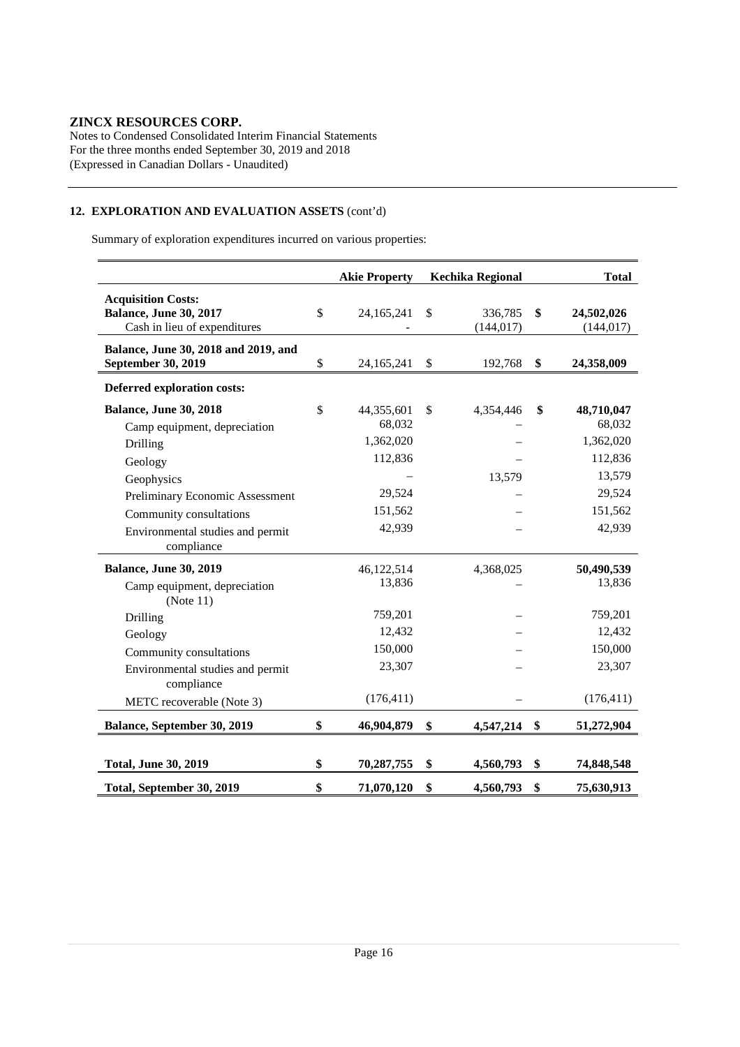**ZINCX RESOURCES CORP.**
Notes to Condensed Consolidated Interim Financial Statements
For the three months ended September 30, 2019 and 2018
(Expressed in Canadian Dollars - Unaudited)

## 12. EXPLORATION AND EVALUATION ASSETS (cont'd)

Summary of exploration expenditures incurred on various properties:

| | Akie Property | Kechika Regional | Total |
|---|---|---|---|
| **Acquisition Costs:** | | | |
| **Balance, June 30, 2017** | $ 24,165,241 | $ 336,785 | **$ 24,502,026** |
| Cash in lieu of expenditures | - | (144,017) | (144,017) |
| **Balance, June 30, 2018 and 2019, and September 30, 2019** | $ 24,165,241 | $ 192,768 | **$ 24,358,009** |
| **Deferred exploration costs:** | | | |
| **Balance, June 30, 2018** | $ 44,355,601 | $ 4,354,446 | **$ 48,710,047** |
| Camp equipment, depreciation | 68,032 | – | 68,032 |
| Drilling | 1,362,020 | – | 1,362,020 |
| Geology | 112,836 | – | 112,836 |
| Geophysics | – | 13,579 | 13,579 |
| Preliminary Economic Assessment | 29,524 | – | 29,524 |
| Community consultations | 151,562 | – | 151,562 |
| Environmental studies and permit compliance | 42,939 | – | 42,939 |
| **Balance, June 30, 2019** | 46,122,514 | 4,368,025 | **50,490,539** |
| Camp equipment, depreciation (Note 11) | 13,836 | – | 13,836 |
| Drilling | 759,201 | – | 759,201 |
| Geology | 12,432 | – | 12,432 |
| Community consultations | 150,000 | – | 150,000 |
| Environmental studies and permit compliance | 23,307 | – | 23,307 |
| METC recoverable (Note 3) | (176,411) | – | (176,411) |
| **Balance, September 30, 2019** | **$ 46,904,879** | **$ 4,547,214** | **$ 51,272,904** |
| **Total, June 30, 2019** | **$ 70,287,755** | **$ 4,560,793** | **$ 74,848,548** |
| **Total, September 30, 2019** | **$ 71,070,120** | **$ 4,560,793** | **$ 75,630,913** |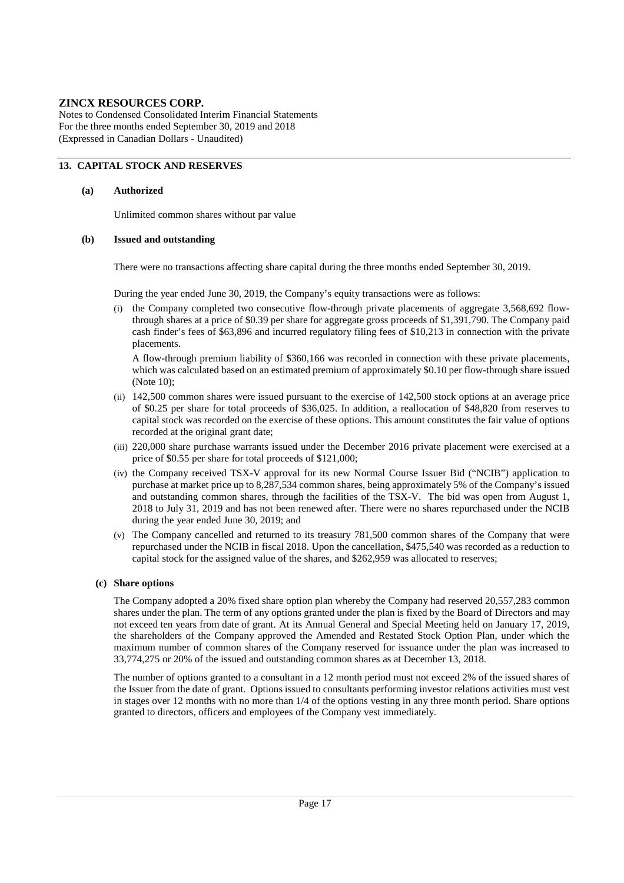**ZINCX RESOURCES CORP.**
Notes to Condensed Consolidated Interim Financial Statements
For the three months ended September 30, 2019 and 2018
(Expressed in Canadian Dollars - Unaudited)

## 13. CAPITAL STOCK AND RESERVES

### (a) Authorized

Unlimited common shares without par value

### (b) Issued and outstanding

There were no transactions affecting share capital during the three months ended September 30, 2019.

During the year ended June 30, 2019, the Company's equity transactions were as follows:

(i) the Company completed two consecutive flow-through private placements of aggregate 3,568,692 flow-through shares at a price of $0.39 per share for aggregate gross proceeds of $1,391,790. The Company paid cash finder's fees of $63,896 and incurred regulatory filing fees of $10,213 in connection with the private placements.

A flow-through premium liability of $360,166 was recorded in connection with these private placements, which was calculated based on an estimated premium of approximately $0.10 per flow-through share issued (Note 10);

(ii) 142,500 common shares were issued pursuant to the exercise of 142,500 stock options at an average price of $0.25 per share for total proceeds of $36,025. In addition, a reallocation of $48,820 from reserves to capital stock was recorded on the exercise of these options. This amount constitutes the fair value of options recorded at the original grant date;

(iii) 220,000 share purchase warrants issued under the December 2016 private placement were exercised at a price of $0.55 per share for total proceeds of $121,000;

(iv) the Company received TSX-V approval for its new Normal Course Issuer Bid ("NCIB") application to purchase at market price up to 8,287,534 common shares, being approximately 5% of the Company's issued and outstanding common shares, through the facilities of the TSX-V. The bid was open from August 1, 2018 to July 31, 2019 and has not been renewed after. There were no shares repurchased under the NCIB during the year ended June 30, 2019; and

(v) The Company cancelled and returned to its treasury 781,500 common shares of the Company that were repurchased under the NCIB in fiscal 2018. Upon the cancellation, $475,540 was recorded as a reduction to capital stock for the assigned value of the shares, and $262,959 was allocated to reserves;

### (c) Share options

The Company adopted a 20% fixed share option plan whereby the Company had reserved 20,557,283 common shares under the plan. The term of any options granted under the plan is fixed by the Board of Directors and may not exceed ten years from date of grant. At its Annual General and Special Meeting held on January 17, 2019, the shareholders of the Company approved the Amended and Restated Stock Option Plan, under which the maximum number of common shares of the Company reserved for issuance under the plan was increased to 33,774,275 or 20% of the issued and outstanding common shares as at December 13, 2018.

The number of options granted to a consultant in a 12 month period must not exceed 2% of the issued shares of the Issuer from the date of grant. Options issued to consultants performing investor relations activities must vest in stages over 12 months with no more than 1/4 of the options vesting in any three month period. Share options granted to directors, officers and employees of the Company vest immediately.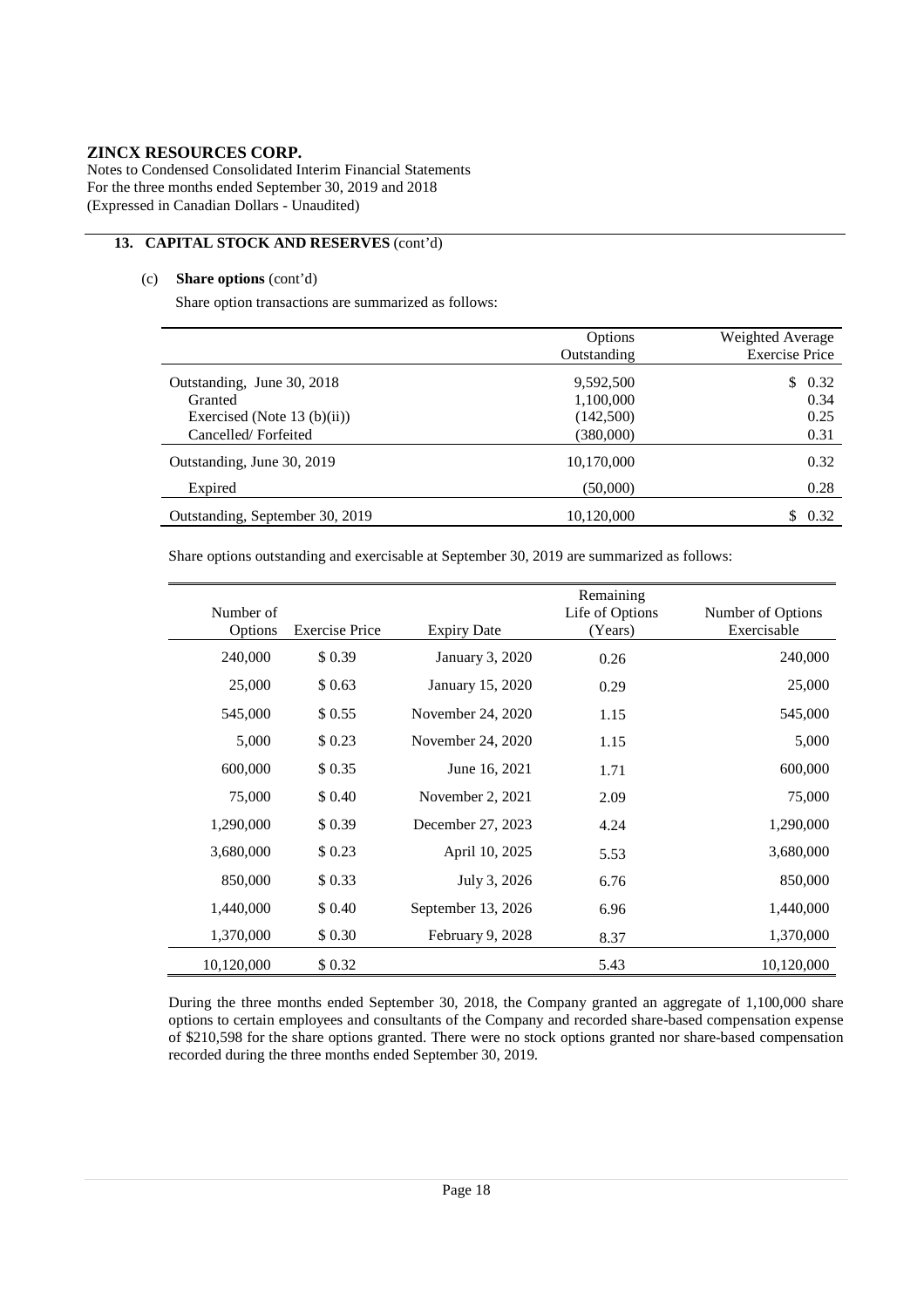**ZINCX RESOURCES CORP.**
Notes to Condensed Consolidated Interim Financial Statements
For the three months ended September 30, 2019 and 2018
(Expressed in Canadian Dollars - Unaudited)

## 13. CAPITAL STOCK AND RESERVES (cont'd)

### (c) Share options (cont'd)

Share option transactions are summarized as follows:

| | Options Outstanding | Weighted Average Exercise Price |
|---|---|---|
| Outstanding, June 30, 2018 | 9,592,500 | $ 0.32 |
| Granted | 1,100,000 | 0.34 |
| Exercised (Note 13 (b)(ii)) | (142,500) | 0.25 |
| Cancelled/ Forfeited | (380,000) | 0.31 |
| Outstanding, June 30, 2019 | 10,170,000 | 0.32 |
| Expired | (50,000) | 0.28 |
| Outstanding, September 30, 2019 | 10,120,000 | $ 0.32 |

Share options outstanding and exercisable at September 30, 2019 are summarized as follows:

| Number of Options | Exercise Price | Expiry Date | Remaining Life of Options (Years) | Number of Options Exercisable |
|---|---|---|---|---|
| 240,000 | $ 0.39 | January 3, 2020 | 0.26 | 240,000 |
| 25,000 | $ 0.63 | January 15, 2020 | 0.29 | 25,000 |
| 545,000 | $ 0.55 | November 24, 2020 | 1.15 | 545,000 |
| 5,000 | $ 0.23 | November 24, 2020 | 1.15 | 5,000 |
| 600,000 | $ 0.35 | June 16, 2021 | 1.71 | 600,000 |
| 75,000 | $ 0.40 | November 2, 2021 | 2.09 | 75,000 |
| 1,290,000 | $ 0.39 | December 27, 2023 | 4.24 | 1,290,000 |
| 3,680,000 | $ 0.23 | April 10, 2025 | 5.53 | 3,680,000 |
| 850,000 | $ 0.33 | July 3, 2026 | 6.76 | 850,000 |
| 1,440,000 | $ 0.40 | September 13, 2026 | 6.96 | 1,440,000 |
| 1,370,000 | $ 0.30 | February 9, 2028 | 8.37 | 1,370,000 |
| 10,120,000 | $ 0.32 | | 5.43 | 10,120,000 |

During the three months ended September 30, 2018, the Company granted an aggregate of 1,100,000 share options to certain employees and consultants of the Company and recorded share-based compensation expense of $210,598 for the share options granted. There were no stock options granted nor share-based compensation recorded during the three months ended September 30, 2019.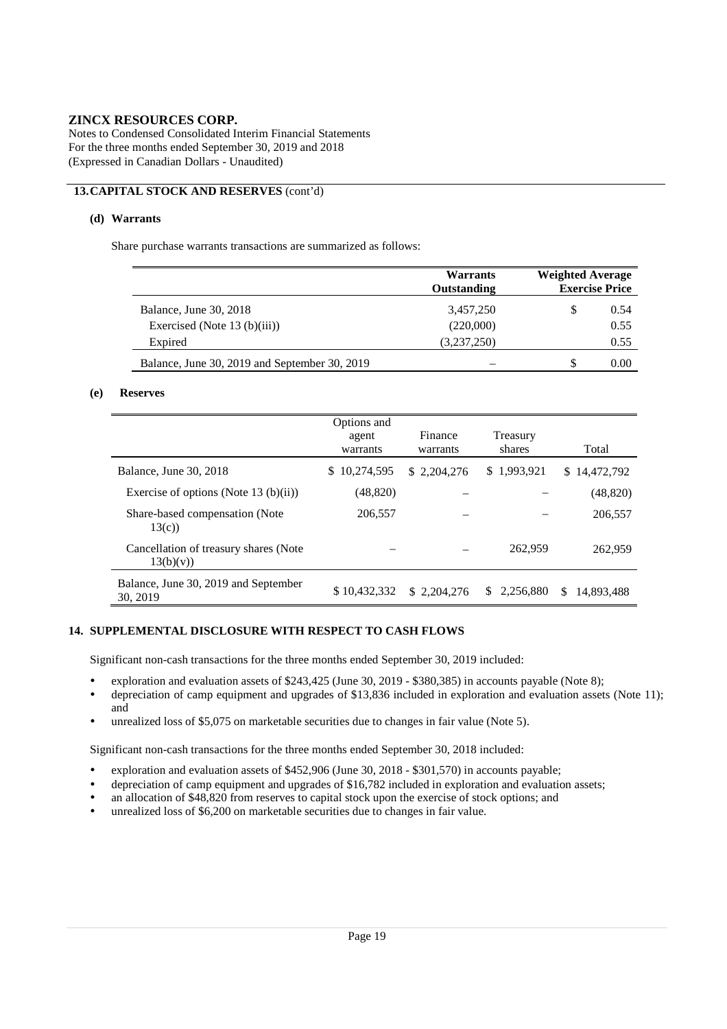**ZINCX RESOURCES CORP.**
Notes to Condensed Consolidated Interim Financial Statements
For the three months ended September 30, 2019 and 2018
(Expressed in Canadian Dollars - Unaudited)

## 13. CAPITAL STOCK AND RESERVES (cont'd)

### (d) Warrants

Share purchase warrants transactions are summarized as follows:

| | Warrants Outstanding | Weighted Average Exercise Price |
|---|---|---|
| Balance, June 30, 2018 | 3,457,250 | $ 0.54 |
| Exercised (Note 13 (b)(iii)) | (220,000) | 0.55 |
| Expired | (3,237,250) | 0.55 |
| Balance, June 30, 2019 and September 30, 2019 | – | $ 0.00 |

### (e) Reserves

| | Options and agent warrants | Finance warrants | Treasury shares | Total |
|---|---|---|---|---|
| Balance, June 30, 2018 | $ 10,274,595 | $ 2,204,276 | $ 1,993,921 | $ 14,472,792 |
| Exercise of options (Note 13 (b)(ii)) | (48,820) | – | – | (48,820) |
| Share-based compensation (Note 13(c)) | 206,557 | – | – | 206,557 |
| Cancellation of treasury shares (Note 13(b)(v)) | – | – | 262,959 | 262,959 |
| Balance, June 30, 2019 and September 30, 2019 | $ 10,432,332 | $ 2,204,276 | $ 2,256,880 | $ 14,893,488 |

## 14. SUPPLEMENTAL DISCLOSURE WITH RESPECT TO CASH FLOWS

Significant non-cash transactions for the three months ended September 30, 2019 included:

- exploration and evaluation assets of $243,425 (June 30, 2019 - $380,385) in accounts payable (Note 8);
- depreciation of camp equipment and upgrades of $13,836 included in exploration and evaluation assets (Note 11); and
- unrealized loss of $5,075 on marketable securities due to changes in fair value (Note 5).

Significant non-cash transactions for the three months ended September 30, 2018 included:

- exploration and evaluation assets of $452,906 (June 30, 2018 - $301,570) in accounts payable;
- depreciation of camp equipment and upgrades of $16,782 included in exploration and evaluation assets;
- an allocation of $48,820 from reserves to capital stock upon the exercise of stock options; and
- unrealized loss of $6,200 on marketable securities due to changes in fair value.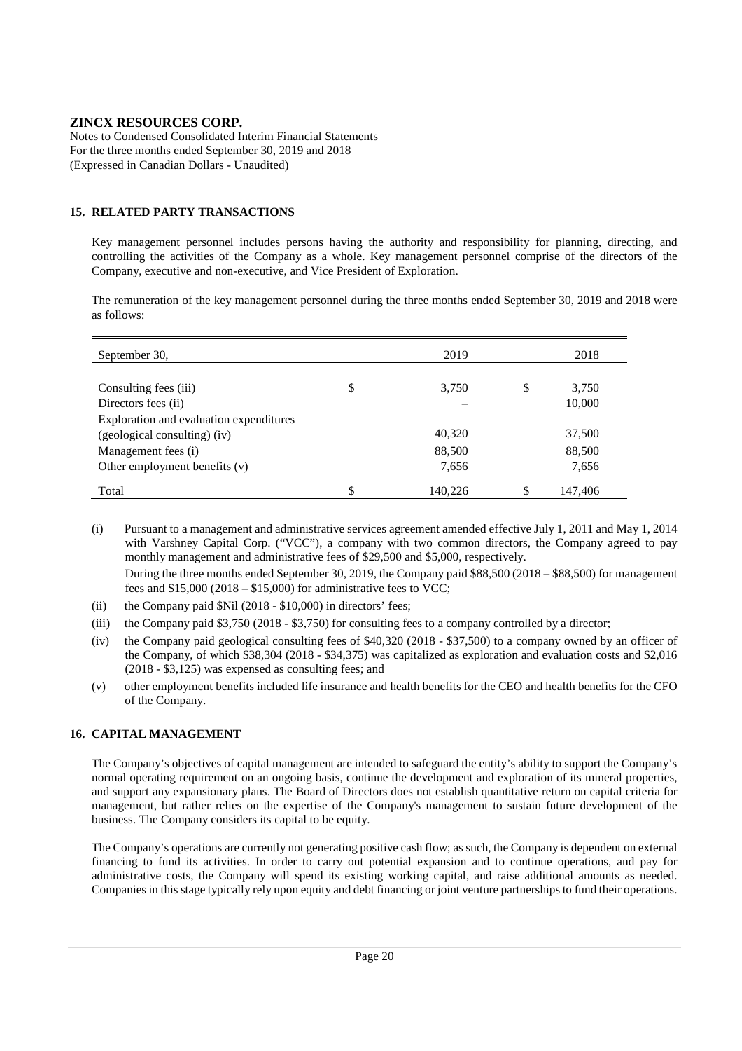**ZINCX RESOURCES CORP.**
Notes to Condensed Consolidated Interim Financial Statements
For the three months ended September 30, 2019 and 2018
(Expressed in Canadian Dollars - Unaudited)

## 15. RELATED PARTY TRANSACTIONS

Key management personnel includes persons having the authority and responsibility for planning, directing, and controlling the activities of the Company as a whole. Key management personnel comprise of the directors of the Company, executive and non-executive, and Vice President of Exploration.

The remuneration of the key management personnel during the three months ended September 30, 2019 and 2018 were as follows:

| September 30, | | 2019 | | 2018 |
|---|---|---|---|---|
| Consulting fees (iii) | $ | 3,750 | $ | 3,750 |
| Directors fees (ii) | | – | | 10,000 |
| Exploration and evaluation expenditures (geological consulting) (iv) | | 40,320 | | 37,500 |
| Management fees (i) | | 88,500 | | 88,500 |
| Other employment benefits (v) | | 7,656 | | 7,656 |
| Total | $ | 140,226 | $ | 147,406 |

(i) Pursuant to a management and administrative services agreement amended effective July 1, 2011 and May 1, 2014 with Varshney Capital Corp. ("VCC"), a company with two common directors, the Company agreed to pay monthly management and administrative fees of $29,500 and $5,000, respectively.

During the three months ended September 30, 2019, the Company paid $88,500 (2018 – $88,500) for management fees and $15,000 (2018 – $15,000) for administrative fees to VCC;

(ii) the Company paid $Nil (2018 - $10,000) in directors' fees;

(iii) the Company paid $3,750 (2018 - $3,750) for consulting fees to a company controlled by a director;

(iv) the Company paid geological consulting fees of $40,320 (2018 - $37,500) to a company owned by an officer of the Company, of which $38,304 (2018 - $34,375) was capitalized as exploration and evaluation costs and $2,016 (2018 - $3,125) was expensed as consulting fees; and

(v) other employment benefits included life insurance and health benefits for the CEO and health benefits for the CFO of the Company.

## 16. CAPITAL MANAGEMENT

The Company's objectives of capital management are intended to safeguard the entity's ability to support the Company's normal operating requirement on an ongoing basis, continue the development and exploration of its mineral properties, and support any expansionary plans. The Board of Directors does not establish quantitative return on capital criteria for management, but rather relies on the expertise of the Company's management to sustain future development of the business. The Company considers its capital to be equity.

The Company's operations are currently not generating positive cash flow; as such, the Company is dependent on external financing to fund its activities. In order to carry out potential expansion and to continue operations, and pay for administrative costs, the Company will spend its existing working capital, and raise additional amounts as needed. Companies in this stage typically rely upon equity and debt financing or joint venture partnerships to fund their operations.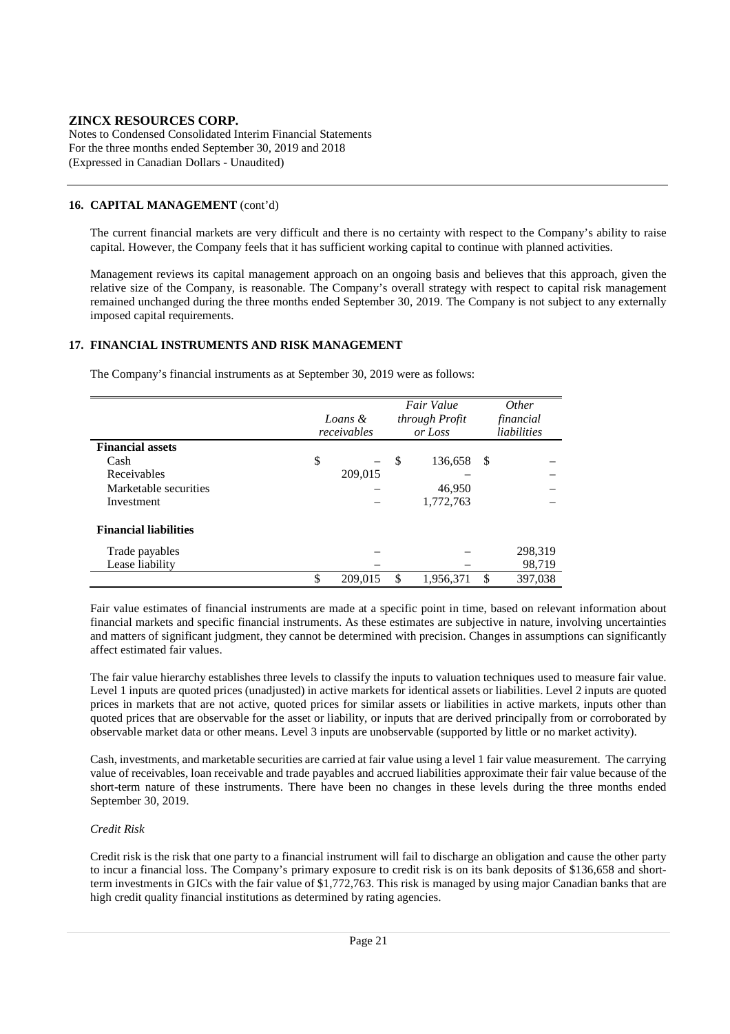**ZINCX RESOURCES CORP.**
Notes to Condensed Consolidated Interim Financial Statements
For the three months ended September 30, 2019 and 2018
(Expressed in Canadian Dollars - Unaudited)

## 16. CAPITAL MANAGEMENT (cont'd)

The current financial markets are very difficult and there is no certainty with respect to the Company's ability to raise capital. However, the Company feels that it has sufficient working capital to continue with planned activities.

Management reviews its capital management approach on an ongoing basis and believes that this approach, given the relative size of the Company, is reasonable. The Company's overall strategy with respect to capital risk management remained unchanged during the three months ended September 30, 2019. The Company is not subject to any externally imposed capital requirements.

## 17. FINANCIAL INSTRUMENTS AND RISK MANAGEMENT

The Company's financial instruments as at September 30, 2019 were as follows:

| | *Loans & receivables* | *Fair Value through Profit or Loss* | *Other financial liabilities* |
|---|---|---|---|
| **Financial assets** | | | |
| Cash | $ – | $ 136,658 | $ – |
| Receivables | 209,015 | – | – |
| Marketable securities | – | 46,950 | – |
| Investment | – | 1,772,763 | – |
| **Financial liabilities** | | | |
| Trade payables | – | – | 298,319 |
| Lease liability | – | – | 98,719 |
| | $ 209,015 | $ 1,956,371 | $ 397,038 |

Fair value estimates of financial instruments are made at a specific point in time, based on relevant information about financial markets and specific financial instruments. As these estimates are subjective in nature, involving uncertainties and matters of significant judgment, they cannot be determined with precision. Changes in assumptions can significantly affect estimated fair values.

The fair value hierarchy establishes three levels to classify the inputs to valuation techniques used to measure fair value. Level 1 inputs are quoted prices (unadjusted) in active markets for identical assets or liabilities. Level 2 inputs are quoted prices in markets that are not active, quoted prices for similar assets or liabilities in active markets, inputs other than quoted prices that are observable for the asset or liability, or inputs that are derived principally from or corroborated by observable market data or other means. Level 3 inputs are unobservable (supported by little or no market activity).

Cash, investments, and marketable securities are carried at fair value using a level 1 fair value measurement. The carrying value of receivables, loan receivable and trade payables and accrued liabilities approximate their fair value because of the short-term nature of these instruments. There have been no changes in these levels during the three months ended September 30, 2019.

*Credit Risk*

Credit risk is the risk that one party to a financial instrument will fail to discharge an obligation and cause the other party to incur a financial loss. The Company's primary exposure to credit risk is on its bank deposits of $136,658 and short-term investments in GICs with the fair value of $1,772,763. This risk is managed by using major Canadian banks that are high credit quality financial institutions as determined by rating agencies.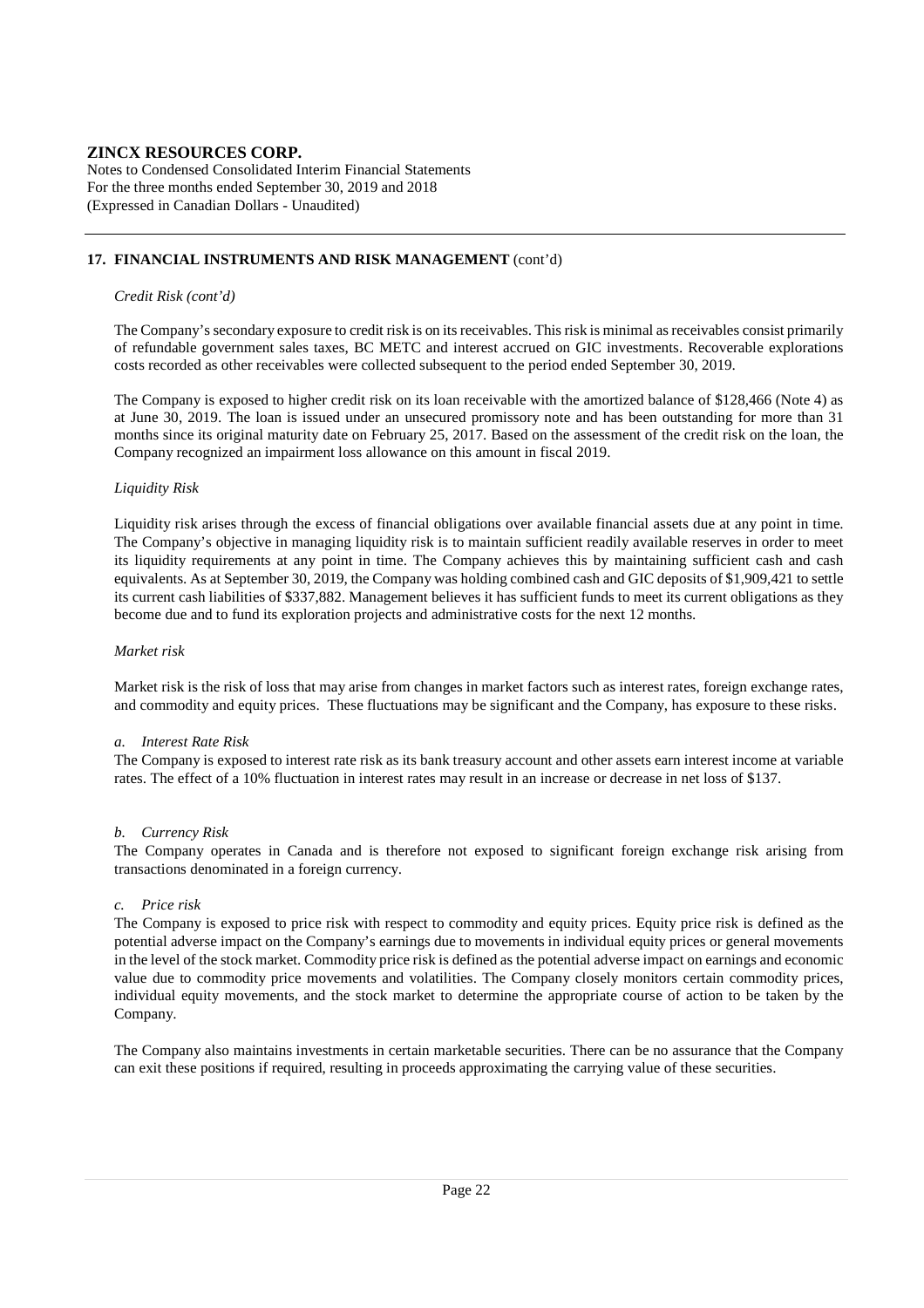**ZINCX RESOURCES CORP.**
Notes to Condensed Consolidated Interim Financial Statements
For the three months ended September 30, 2019 and 2018
(Expressed in Canadian Dollars - Unaudited)

## 17. FINANCIAL INSTRUMENTS AND RISK MANAGEMENT (cont'd)

*Credit Risk (cont'd)*

The Company's secondary exposure to credit risk is on its receivables. This risk is minimal as receivables consist primarily of refundable government sales taxes, BC METC and interest accrued on GIC investments. Recoverable explorations costs recorded as other receivables were collected subsequent to the period ended September 30, 2019.

The Company is exposed to higher credit risk on its loan receivable with the amortized balance of $128,466 (Note 4) as at June 30, 2019. The loan is issued under an unsecured promissory note and has been outstanding for more than 31 months since its original maturity date on February 25, 2017. Based on the assessment of the credit risk on the loan, the Company recognized an impairment loss allowance on this amount in fiscal 2019.

*Liquidity Risk*

Liquidity risk arises through the excess of financial obligations over available financial assets due at any point in time. The Company's objective in managing liquidity risk is to maintain sufficient readily available reserves in order to meet its liquidity requirements at any point in time. The Company achieves this by maintaining sufficient cash and cash equivalents. As at September 30, 2019, the Company was holding combined cash and GIC deposits of $1,909,421 to settle its current cash liabilities of $337,882. Management believes it has sufficient funds to meet its current obligations as they become due and to fund its exploration projects and administrative costs for the next 12 months.

*Market risk*

Market risk is the risk of loss that may arise from changes in market factors such as interest rates, foreign exchange rates, and commodity and equity prices. These fluctuations may be significant and the Company, has exposure to these risks.

*a. Interest Rate Risk*
The Company is exposed to interest rate risk as its bank treasury account and other assets earn interest income at variable rates. The effect of a 10% fluctuation in interest rates may result in an increase or decrease in net loss of $137.

*b. Currency Risk*
The Company operates in Canada and is therefore not exposed to significant foreign exchange risk arising from transactions denominated in a foreign currency.

*c. Price risk*
The Company is exposed to price risk with respect to commodity and equity prices. Equity price risk is defined as the potential adverse impact on the Company's earnings due to movements in individual equity prices or general movements in the level of the stock market. Commodity price risk is defined as the potential adverse impact on earnings and economic value due to commodity price movements and volatilities. The Company closely monitors certain commodity prices, individual equity movements, and the stock market to determine the appropriate course of action to be taken by the Company.

The Company also maintains investments in certain marketable securities. There can be no assurance that the Company can exit these positions if required, resulting in proceeds approximating the carrying value of these securities.